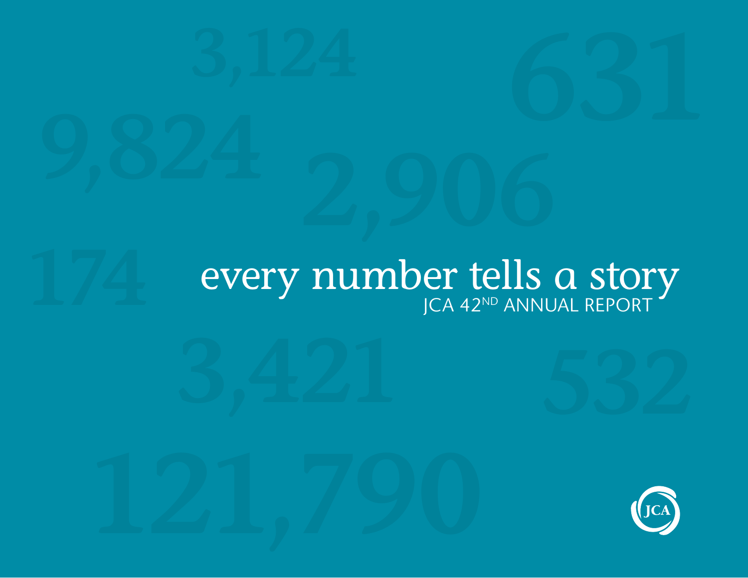# every number tells a story

JCA 42[ND] ANNUAL REPORT

3,124

631

9,824

2,906

174

3,421

532

121,790

JCA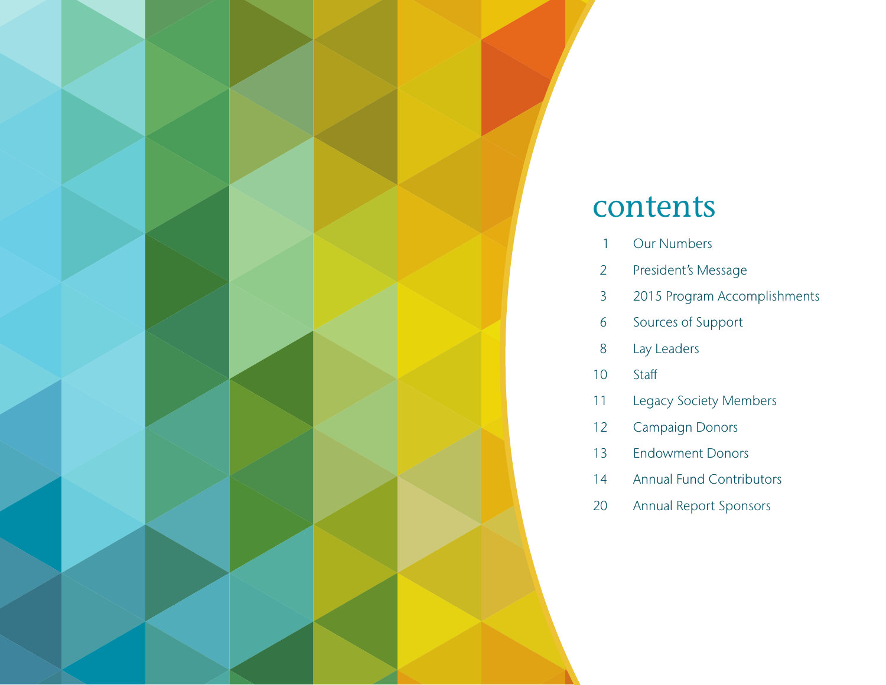# contents

| | |
|---|---|
| 1 | Our Numbers |
| 2 | President's Message |
| 3 | 2015 Program Accomplishments |
| 6 | Sources of Support |
| 8 | Lay Leaders |
| 10 | Staff |
| 11 | Legacy Society Members |
| 12 | Campaign Donors |
| 13 | Endowment Donors |
| 14 | Annual Fund Contributors |
| 20 | Annual Report Sponsors |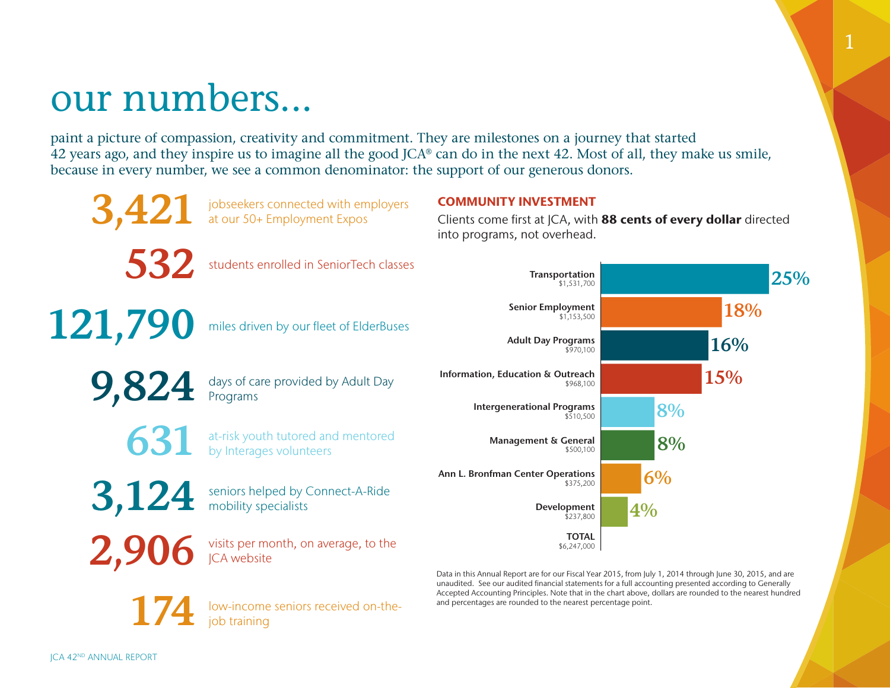# our numbers...

paint a picture of compassion, creativity and commitment. They are milestones on a journey that started 42 years ago, and they inspire us to imagine all the good JCA® can do in the next 42. Most of all, they make us smile, because in every number, we see a common denominator: the support of our generous donors.

**3,421** jobseekers connected with employers at our 50+ Employment Expos

**532** students enrolled in SeniorTech classes

**121,790** miles driven by our fleet of ElderBuses

**9,824** days of care provided by Adult Day Programs

**631** at-risk youth tutored and mentored by Interages volunteers

**3,124** seniors helped by Connect-A-Ride mobility specialists

**2,906** visits per month, on average, to the JCA website

**174** low-income seniors received on-the-job training

## COMMUNITY INVESTMENT

Clients come first at JCA, with **88 cents of every dollar** directed into programs, not overhead.

| Program | Amount | Percentage |
|---|---|---|
| Transportation | $1,531,700 | 25% |
| Senior Employment | $1,153,500 | 18% |
| Adult Day Programs | $970,100 | 16% |
| Information, Education & Outreach | $968,100 | 15% |
| Intergenerational Programs | $510,500 | 8% |
| Management & General | $500,100 | 8% |
| Ann L. Bronfman Center Operations | $375,200 | 6% |
| Development | $237,800 | 4% |
| TOTAL | $6,247,000 | |

Data in this Annual Report are for our Fiscal Year 2015, from July 1, 2014 through June 30, 2015, and are unaudited. See our audited financial statements for a full accounting presented according to Generally Accepted Accounting Principles. Note that in the chart above, dollars are rounded to the nearest hundred and percentages are rounded to the nearest percentage point.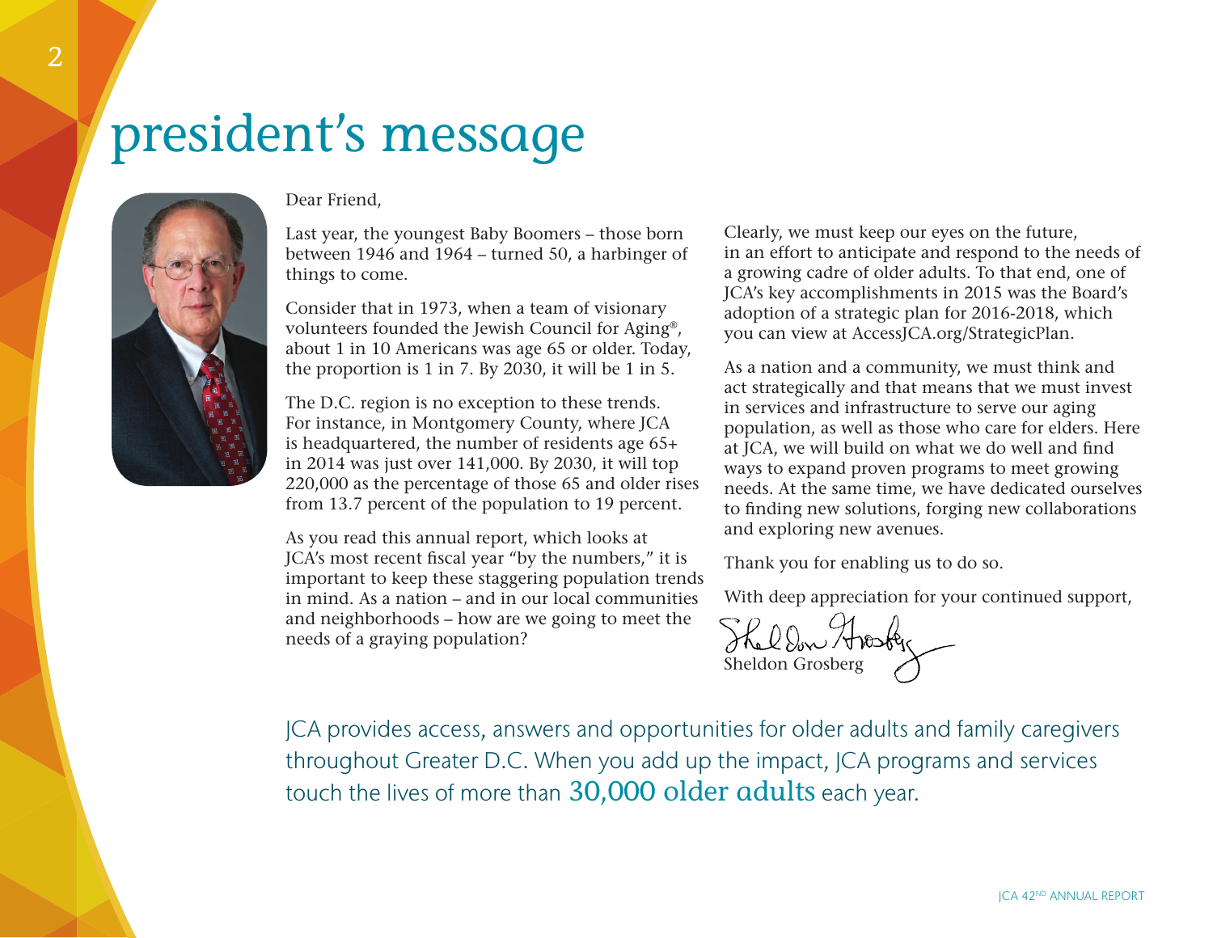# president's message

Dear Friend,

Last year, the youngest Baby Boomers – those born between 1946 and 1964 – turned 50, a harbinger of things to come.

Consider that in 1973, when a team of visionary volunteers founded the Jewish Council for Aging®, about 1 in 10 Americans was age 65 or older. Today, the proportion is 1 in 7. By 2030, it will be 1 in 5.

The D.C. region is no exception to these trends. For instance, in Montgomery County, where JCA is headquartered, the number of residents age 65+ in 2014 was just over 141,000. By 2030, it will top 220,000 as the percentage of those 65 and older rises from 13.7 percent of the population to 19 percent.

As you read this annual report, which looks at JCA's most recent fiscal year "by the numbers," it is important to keep these staggering population trends in mind. As a nation – and in our local communities and neighborhoods – how are we going to meet the needs of a graying population?

Clearly, we must keep our eyes on the future, in an effort to anticipate and respond to the needs of a growing cadre of older adults. To that end, one of JCA's key accomplishments in 2015 was the Board's adoption of a strategic plan for 2016-2018, which you can view at AccessJCA.org/StrategicPlan.

As a nation and a community, we must think and act strategically and that means that we must invest in services and infrastructure to serve our aging population, as well as those who care for elders. Here at JCA, we will build on what we do well and find ways to expand proven programs to meet growing needs. At the same time, we have dedicated ourselves to finding new solutions, forging new collaborations and exploring new avenues.

Thank you for enabling us to do so.

With deep appreciation for your continued support,

Sheldon Grosberg

JCA provides access, answers and opportunities for older adults and family caregivers throughout Greater D.C. When you add up the impact, JCA programs and services touch the lives of more than **30,000 older adults** each year.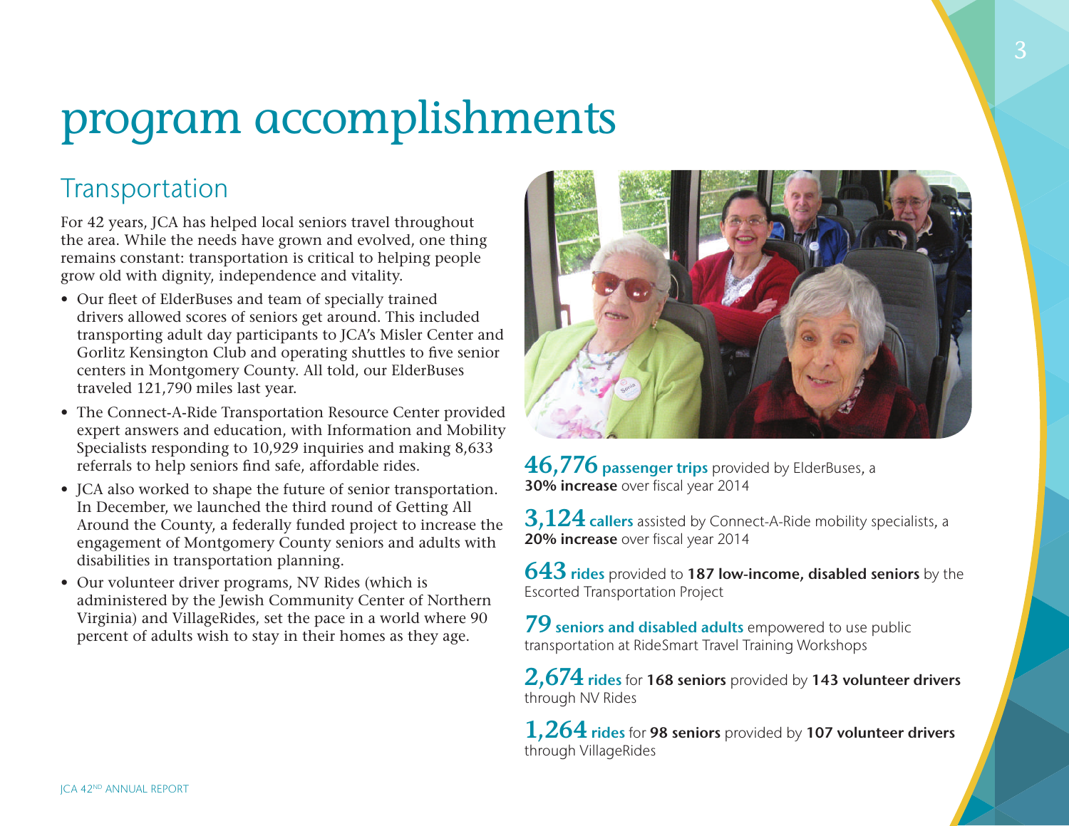# program accomplishments

## Transportation

For 42 years, JCA has helped local seniors travel throughout the area. While the needs have grown and evolved, one thing remains constant: transportation is critical to helping people grow old with dignity, independence and vitality.

- Our fleet of ElderBuses and team of specially trained drivers allowed scores of seniors get around. This included transporting adult day participants to JCA's Misler Center and Gorlitz Kensington Club and operating shuttles to five senior centers in Montgomery County. All told, our ElderBuses traveled 121,790 miles last year.
- The Connect-A-Ride Transportation Resource Center provided expert answers and education, with Information and Mobility Specialists responding to 10,929 inquiries and making 8,633 referrals to help seniors find safe, affordable rides.
- JCA also worked to shape the future of senior transportation. In December, we launched the third round of Getting All Around the County, a federally funded project to increase the engagement of Montgomery County seniors and adults with disabilities in transportation planning.
- Our volunteer driver programs, NV Rides (which is administered by the Jewish Community Center of Northern Virginia) and VillageRides, set the pace in a world where 90 percent of adults wish to stay in their homes as they age.

**46,776 passenger trips** provided by ElderBuses, a **30% increase** over fiscal year 2014

**3,124 callers** assisted by Connect-A-Ride mobility specialists, a **20% increase** over fiscal year 2014

**643 rides** provided to **187 low-income, disabled seniors** by the Escorted Transportation Project

**79 seniors and disabled adults** empowered to use public transportation at RideSmart Travel Training Workshops

**2,674 rides** for **168 seniors** provided by **143 volunteer drivers** through NV Rides

**1,264 rides** for **98 seniors** provided by **107 volunteer drivers** through VillageRides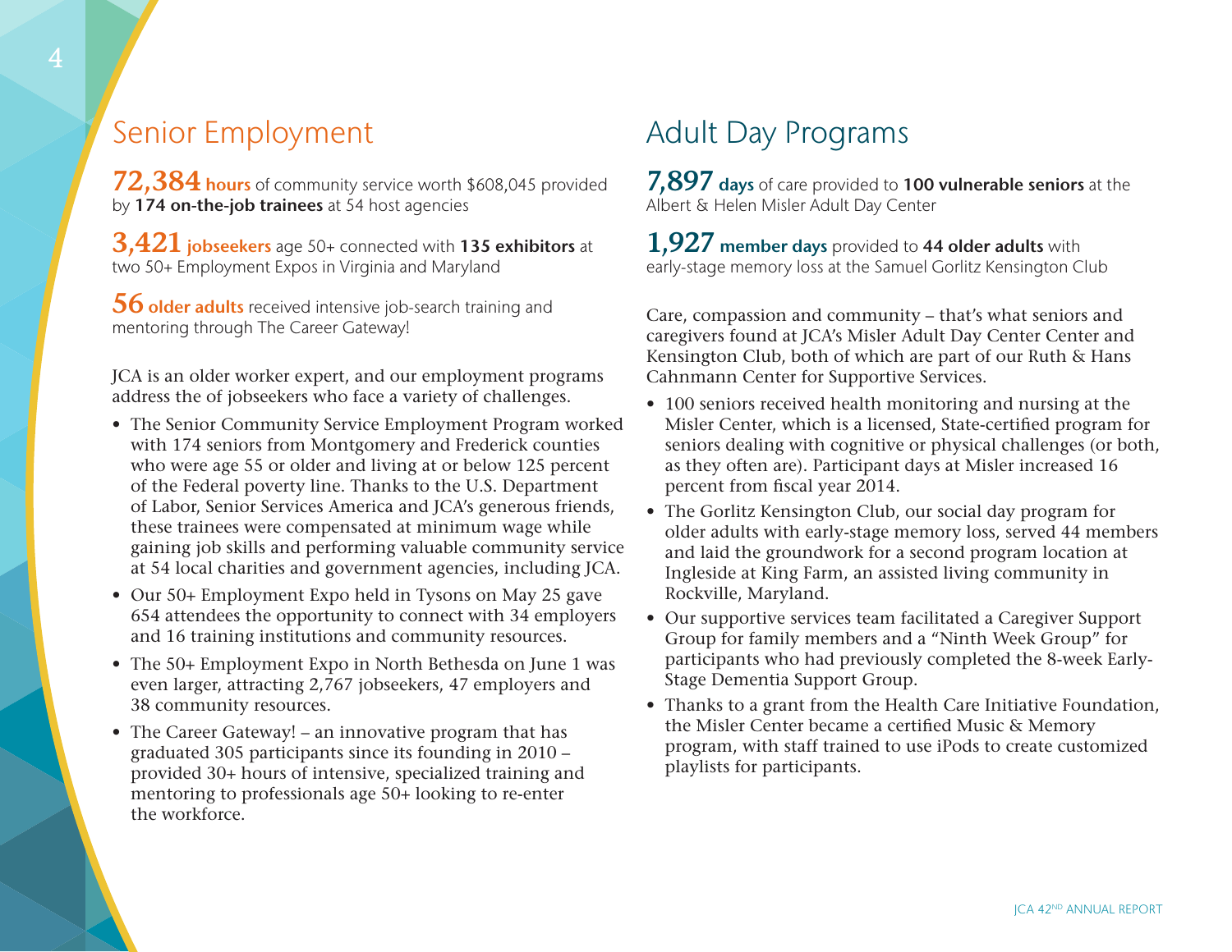## Senior Employment

**72,384 hours** of community service worth $608,045 provided by **174 on-the-job trainees** at 54 host agencies

**3,421 jobseekers** age 50+ connected with **135 exhibitors** at two 50+ Employment Expos in Virginia and Maryland

**56 older adults** received intensive job-search training and mentoring through The Career Gateway!

JCA is an older worker expert, and our employment programs address the of jobseekers who face a variety of challenges.

- The Senior Community Service Employment Program worked with 174 seniors from Montgomery and Frederick counties who were age 55 or older and living at or below 125 percent of the Federal poverty line. Thanks to the U.S. Department of Labor, Senior Services America and JCA's generous friends, these trainees were compensated at minimum wage while gaining job skills and performing valuable community service at 54 local charities and government agencies, including JCA.
- Our 50+ Employment Expo held in Tysons on May 25 gave 654 attendees the opportunity to connect with 34 employers and 16 training institutions and community resources.
- The 50+ Employment Expo in North Bethesda on June 1 was even larger, attracting 2,767 jobseekers, 47 employers and 38 community resources.
- The Career Gateway! – an innovative program that has graduated 305 participants since its founding in 2010 – provided 30+ hours of intensive, specialized training and mentoring to professionals age 50+ looking to re-enter the workforce.

## Adult Day Programs

**7,897 days** of care provided to **100 vulnerable seniors** at the Albert & Helen Misler Adult Day Center

**1,927 member days** provided to **44 older adults** with early-stage memory loss at the Samuel Gorlitz Kensington Club

Care, compassion and community – that's what seniors and caregivers found at JCA's Misler Adult Day Center Center and Kensington Club, both of which are part of our Ruth & Hans Cahnmann Center for Supportive Services.

- 100 seniors received health monitoring and nursing at the Misler Center, which is a licensed, State-certified program for seniors dealing with cognitive or physical challenges (or both, as they often are). Participant days at Misler increased 16 percent from fiscal year 2014.
- The Gorlitz Kensington Club, our social day program for older adults with early-stage memory loss, served 44 members and laid the groundwork for a second program location at Ingleside at King Farm, an assisted living community in Rockville, Maryland.
- Our supportive services team facilitated a Caregiver Support Group for family members and a "Ninth Week Group" for participants who had previously completed the 8-week Early-Stage Dementia Support Group.
- Thanks to a grant from the Health Care Initiative Foundation, the Misler Center became a certified Music & Memory program, with staff trained to use iPods to create customized playlists for participants.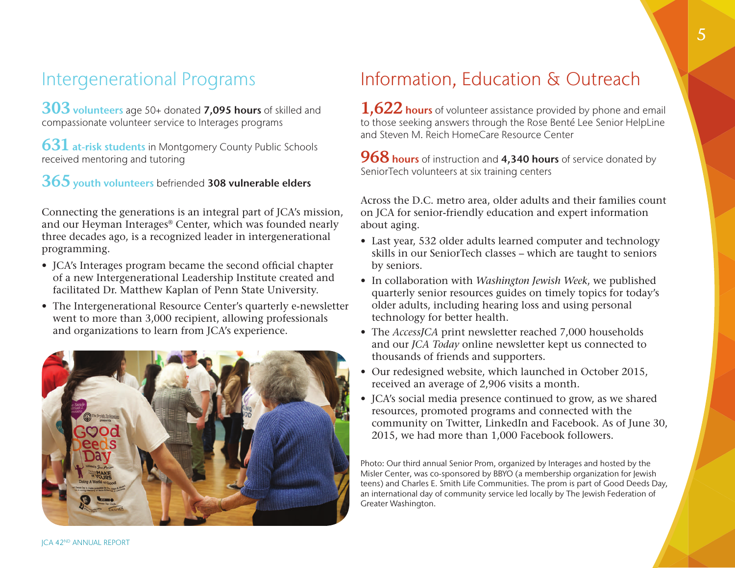## Intergenerational Programs

**303** **volunteers** age 50+ donated **7,095 hours** of skilled and compassionate volunteer service to Interages programs

**631** **at-risk students** in Montgomery County Public Schools received mentoring and tutoring

**365** **youth volunteers** befriended **308 vulnerable elders**

Connecting the generations is an integral part of JCA's mission, and our Heyman Interages® Center, which was founded nearly three decades ago, is a recognized leader in intergenerational programming.

- JCA's Interages program became the second official chapter of a new Intergenerational Leadership Institute created and facilitated Dr. Matthew Kaplan of Penn State University.
- The Intergenerational Resource Center's quarterly e-newsletter went to more than 3,000 recipient, allowing professionals and organizations to learn from JCA's experience.

## Information, Education & Outreach

**1,622** **hours** of volunteer assistance provided by phone and email to those seeking answers through the Rose Benté Lee Senior HelpLine and Steven M. Reich HomeCare Resource Center

**968** **hours** of instruction and **4,340 hours** of service donated by SeniorTech volunteers at six training centers

Across the D.C. metro area, older adults and their families count on JCA for senior-friendly education and expert information about aging.

- Last year, 532 older adults learned computer and technology skills in our SeniorTech classes – which are taught to seniors by seniors.
- In collaboration with *Washington Jewish Week*, we published quarterly senior resources guides on timely topics for today's older adults, including hearing loss and using personal technology for better health.
- The *AccessJCA* print newsletter reached 7,000 households and our *JCA Today* online newsletter kept us connected to thousands of friends and supporters.
- Our redesigned website, which launched in October 2015, received an average of 2,906 visits a month.
- JCA's social media presence continued to grow, as we shared resources, promoted programs and connected with the community on Twitter, LinkedIn and Facebook. As of June 30, 2015, we had more than 1,000 Facebook followers.

Photo: Our third annual Senior Prom, organized by Interages and hosted by the Misler Center, was co-sponsored by BBYO (a membership organization for Jewish teens) and Charles E. Smith Life Communities. The prom is part of Good Deeds Day, an international day of community service led locally by The Jewish Federation of Greater Washington.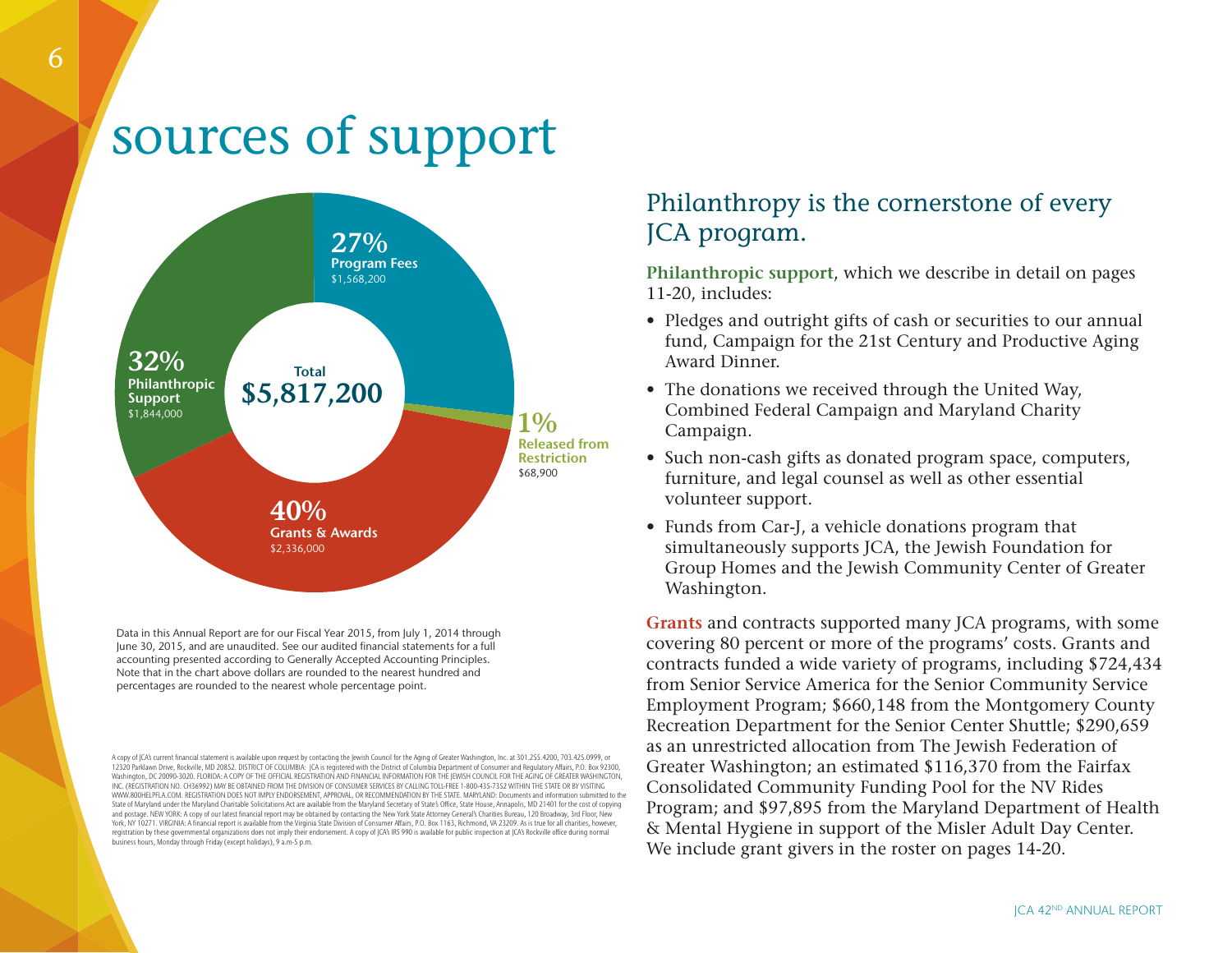# sources of support

**Total $5,817,200**

- **27%** Program Fees $1,568,200
- **1%** Released from Restriction $68,900
- **40%** Grants & Awards $2,336,000
- **32%** Philanthropic Support $1,844,000

Data in this Annual Report are for our Fiscal Year 2015, from July 1, 2014 through June 30, 2015, and are unaudited. See our audited financial statements for a full accounting presented according to Generally Accepted Accounting Principles. Note that in the chart above dollars are rounded to the nearest hundred and percentages are rounded to the nearest whole percentage point.

A copy of JCA's current financial statement is available upon request by contacting the Jewish Council for the Aging of Greater Washington, Inc. at 301.255.4200, 703.425.0999, or 12320 Parklawn Drive, Rockville, MD 20852. DISTRICT OF COLUMBIA: JCA is registered with the District of Columbia Department of Consumer and Regulatory Affairs, P.O. Box 92300, Washington, DC 20090-3020. FLORIDA: A COPY OF THE OFFICIAL REGISTRATION AND FINANCIAL INFORMATION FOR THE JEWISH COUNCIL FOR THE AGING OF GREATER WASHINGTON, INC. (REGISTRATION NO. CH36992) MAY BE OBTAINED FROM THE DIVISION OF CONSUMER SERVICES BY CALLING TOLL-FREE 1-800-435-7352 WITHIN THE STATE OR BY VISITING WWW.800HELPFLA.COM. REGISTRATION DOES NOT IMPLY ENDORSEMENT, APPROVAL, OR RECOMMENDATION BY THE STATE. MARYLAND: Documents and information submitted to the State of Maryland under the Maryland Charitable Solicitations Act are available from the Maryland Secretary of State's Office, State House, Annapolis, MD 21401 for the cost of copying and postage. NEW YORK: A copy of our latest financial report may be obtained by contacting the New York State Attorney General's Charities Bureau, 120 Broadway, 3rd Floor, New York, NY 10271. VIRGINIA: A financial report is available from the Virginia State Division of Consumer Affairs, P.O. Box 1163, Richmond, VA 23209. As is true for all charities, however, registration by these governmental organizations does not imply their endorsement. A copy of JCA's IRS 990 is available for public inspection at JCA's Rockville office during normal business hours, Monday through Friday (except holidays), 9 a.m-5 p.m.

## Philanthropy is the cornerstone of every JCA program.

**Philanthropic support**, which we describe in detail on pages 11-20, includes:

- Pledges and outright gifts of cash or securities to our annual fund, Campaign for the 21st Century and Productive Aging Award Dinner.
- The donations we received through the United Way, Combined Federal Campaign and Maryland Charity Campaign.
- Such non-cash gifts as donated program space, computers, furniture, and legal counsel as well as other essential volunteer support.
- Funds from Car-J, a vehicle donations program that simultaneously supports JCA, the Jewish Foundation for Group Homes and the Jewish Community Center of Greater Washington.

**Grants** and contracts supported many JCA programs, with some covering 80 percent or more of the programs' costs. Grants and contracts funded a wide variety of programs, including $724,434 from Senior Service America for the Senior Community Service Employment Program; $660,148 from the Montgomery County Recreation Department for the Senior Center Shuttle; $290,659 as an unrestricted allocation from The Jewish Federation of Greater Washington; an estimated $116,370 from the Fairfax Consolidated Community Funding Pool for the NV Rides Program; and $97,895 from the Maryland Department of Health & Mental Hygiene in support of the Misler Adult Day Center. We include grant givers in the roster on pages 14-20.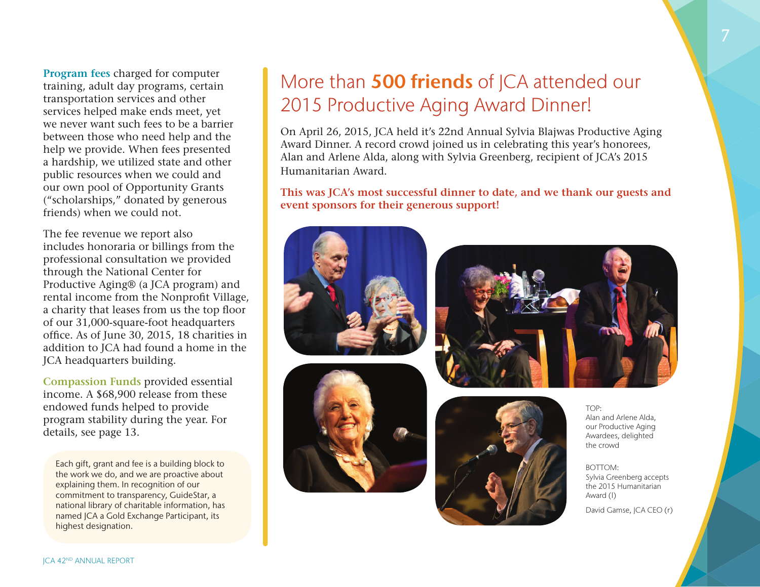**Program fees** charged for computer training, adult day programs, certain transportation services and other services helped make ends meet, yet we never want such fees to be a barrier between those who need help and the help we provide. When fees presented a hardship, we utilized state and other public resources when we could and our own pool of Opportunity Grants ("scholarships," donated by generous friends) when we could not.

The fee revenue we report also includes honoraria or billings from the professional consultation we provided through the National Center for Productive Aging® (a JCA program) and rental income from the Nonprofit Village, a charity that leases from us the top floor of our 31,000-square-foot headquarters office. As of June 30, 2015, 18 charities in addition to JCA had found a home in the JCA headquarters building.

**Compassion Funds** provided essential income. A $68,900 release from these endowed funds helped to provide program stability during the year. For details, see page 13.

Each gift, grant and fee is a building block to the work we do, and we are proactive about explaining them. In recognition of our commitment to transparency, GuideStar, a national library of charitable information, has named JCA a Gold Exchange Participant, its highest designation.

# More than **500 friends** of JCA attended our 2015 Productive Aging Award Dinner!

On April 26, 2015, JCA held it's 22nd Annual Sylvia Blajwas Productive Aging Award Dinner. A record crowd joined us in celebrating this year's honorees, Alan and Arlene Alda, along with Sylvia Greenberg, recipient of JCA's 2015 Humanitarian Award.

**This was JCA's most successful dinner to date, and we thank our guests and event sponsors for their generous support!**

TOP:
Alan and Arlene Alda, our Productive Aging Awardees, delighted the crowd

BOTTOM:
Sylvia Greenberg accepts the 2015 Humanitarian Award (l)

David Gamse, JCA CEO (r)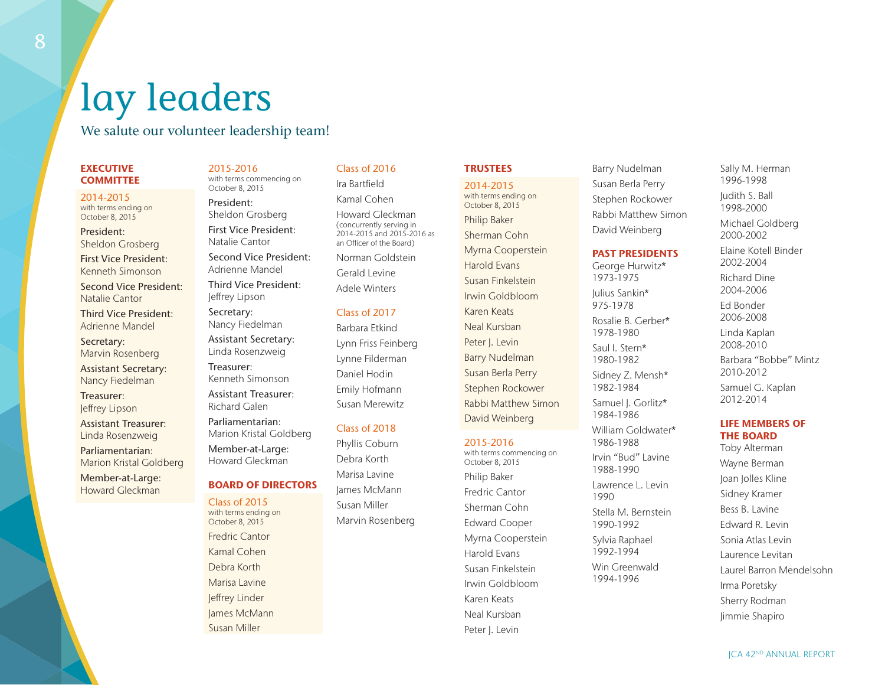# lay leaders

We salute our volunteer leadership team!

## EXECUTIVE COMMITTEE

### 2014-2015

with terms ending on October 8, 2015

President:
Sheldon Grosberg

First Vice President:
Kenneth Simonson

Second Vice President:
Natalie Cantor

Third Vice President:
Adrienne Mandel

Secretary:
Marvin Rosenberg

Assistant Secretary:
Nancy Fiedelman

Treasurer:
Jeffrey Lipson

Assistant Treasurer:
Linda Rosenzweig

Parliamentarian:
Marion Kristal Goldberg

Member-at-Large:
Howard Gleckman

### 2015-2016

with terms commencing on October 8, 2015

President:
Sheldon Grosberg

First Vice President:
Natalie Cantor

Second Vice President:
Adrienne Mandel

Third Vice President:
Jeffrey Lipson

Secretary:
Nancy Fiedelman

Assistant Secretary:
Linda Rosenzweig

Treasurer:
Kenneth Simonson

Assistant Treasurer:
Richard Galen

Parliamentarian:
Marion Kristal Goldberg

Member-at-Large:
Howard Gleckman

## BOARD OF DIRECTORS

### Class of 2015

with terms ending on October 8, 2015

Fredric Cantor
Kamal Cohen
Debra Korth
Marisa Lavine
Jeffrey Linder
James McMann
Susan Miller

### Class of 2016

Ira Bartfield
Kamal Cohen
Howard Gleckman
(concurrently serving in 2014-2015 and 2015-2016 as an Officer of the Board)
Norman Goldstein
Gerald Levine
Adele Winters

### Class of 2017

Barbara Etkind
Lynn Friss Feinberg
Lynne Filderman
Daniel Hodin
Emily Hofmann
Susan Merewitz

### Class of 2018

Phyllis Coburn
Debra Korth
Marisa Lavine
James McMann
Susan Miller
Marvin Rosenberg

## TRUSTEES

### 2014-2015

with terms ending on October 8, 2015

Philip Baker
Sherman Cohn
Myrna Cooperstein
Harold Evans
Susan Finkelstein
Irwin Goldbloom
Karen Keats
Neal Kursban
Peter J. Levin
Barry Nudelman
Susan Berla Perry
Stephen Rockower
Rabbi Matthew Simon
David Weinberg

### 2015-2016

with terms commencing on October 8, 2015

Philip Baker
Fredric Cantor
Sherman Cohn
Edward Cooper
Myrna Cooperstein
Harold Evans
Susan Finkelstein
Irwin Goldbloom
Karen Keats
Neal Kursban
Peter J. Levin
Barry Nudelman
Susan Berla Perry
Stephen Rockower
Rabbi Matthew Simon
David Weinberg

## PAST PRESIDENTS

George Hurwitz*
1973-1975

Julius Sankin*
975-1978

Rosalie B. Gerber*
1978-1980

Saul I. Stern*
1980-1982

Sidney Z. Mensh*
1982-1984

Samuel J. Gorlitz*
1984-1986

William Goldwater*
1986-1988

Irvin "Bud" Lavine
1988-1990

Lawrence L. Levin
1990

Stella M. Bernstein
1990-1992

Sylvia Raphael
1992-1994

Win Greenwald
1994-1996

Sally M. Herman
1996-1998

Judith S. Ball
1998-2000

Michael Goldberg
2000-2002

Elaine Kotell Binder
2002-2004

Richard Dine
2004-2006

Ed Bonder
2006-2008

Linda Kaplan
2008-2010

Barbara "Bobbe" Mintz
2010-2012

Samuel G. Kaplan
2012-2014

## LIFE MEMBERS OF THE BOARD

Toby Alterman
Wayne Berman
Joan Jolles Kline
Sidney Kramer
Bess B. Lavine
Edward R. Levin
Sonia Atlas Levin
Laurence Levitan
Laurel Barron Mendelsohn
Irma Poretsky
Sherry Rodman
Jimmie Shapiro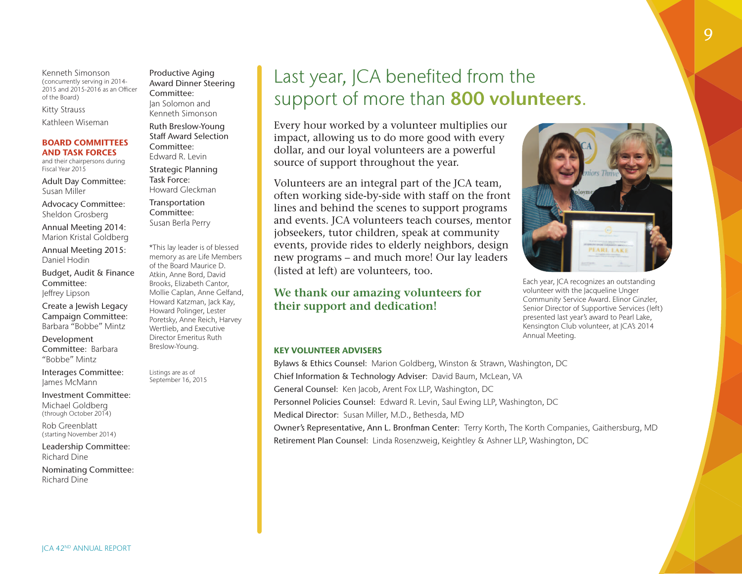Kenneth Simonson
(concurrently serving in 2014-2015 and 2015-2016 as an Officer of the Board)

Kitty Strauss

Kathleen Wiseman

**BOARD COMMITTEES AND TASK FORCES**
and their chairpersons during Fiscal Year 2015

Adult Day Committee: Susan Miller

Advocacy Committee: Sheldon Grosberg

Annual Meeting 2014: Marion Kristal Goldberg

Annual Meeting 2015: Daniel Hodin

Budget, Audit & Finance Committee: Jeffrey Lipson

Create a Jewish Legacy Campaign Committee: Barbara "Bobbe" Mintz

Development Committee: Barbara "Bobbe" Mintz

Interages Committee: James McMann

Investment Committee: Michael Goldberg (through October 2014)

Rob Greenblatt (starting November 2014)

Leadership Committee: Richard Dine

Nominating Committee: Richard Dine

Productive Aging Award Dinner Steering Committee: Jan Solomon and Kenneth Simonson

Ruth Breslow-Young Staff Award Selection Committee: Edward R. Levin

Strategic Planning Task Force: Howard Gleckman

Transportation Committee: Susan Berla Perry

*This lay leader is of blessed memory as are Life Members of the Board Maurice D. Atkin, Anne Bord, David Brooks, Elizabeth Cantor, Mollie Caplan, Anne Gelfand, Howard Katzman, Jack Kay, Howard Polinger, Lester Poretsky, Anne Reich, Harvey Wertlieb, and Executive Director Emeritus Ruth Breslow-Young.

Listings are as of September 16, 2015

# Last year, JCA benefited from the support of more than **800 volunteers**.

Every hour worked by a volunteer multiplies our impact, allowing us to do more good with every dollar, and our loyal volunteers are a powerful source of support throughout the year.

Volunteers are an integral part of the JCA team, often working side-by-side with staff on the front lines and behind the scenes to support programs and events. JCA volunteers teach courses, mentor jobseekers, tutor children, speak at community events, provide rides to elderly neighbors, design new programs – and much more! Our lay leaders (listed at left) are volunteers, too.

**We thank our amazing volunteers for their support and dedication!**

Each year, JCA recognizes an outstanding volunteer with the Jacqueline Unger Community Service Award. Elinor Ginzler, Senior Director of Supportive Services (left) presented last year's award to Pearl Lake, Kensington Club volunteer, at JCA's 2014 Annual Meeting.

**KEY VOLUNTEER ADVISERS**

Bylaws & Ethics Counsel: Marion Goldberg, Winston & Strawn, Washington, DC

Chief Information & Technology Adviser: David Baum, McLean, VA

General Counsel: Ken Jacob, Arent Fox LLP, Washington, DC

Personnel Policies Counsel: Edward R. Levin, Saul Ewing LLP, Washington, DC

Medical Director: Susan Miller, M.D., Bethesda, MD

Owner's Representative, Ann L. Bronfman Center: Terry Korth, The Korth Companies, Gaithersburg, MD

Retirement Plan Counsel: Linda Rosenzweig, Keightley & Ashner LLP, Washington, DC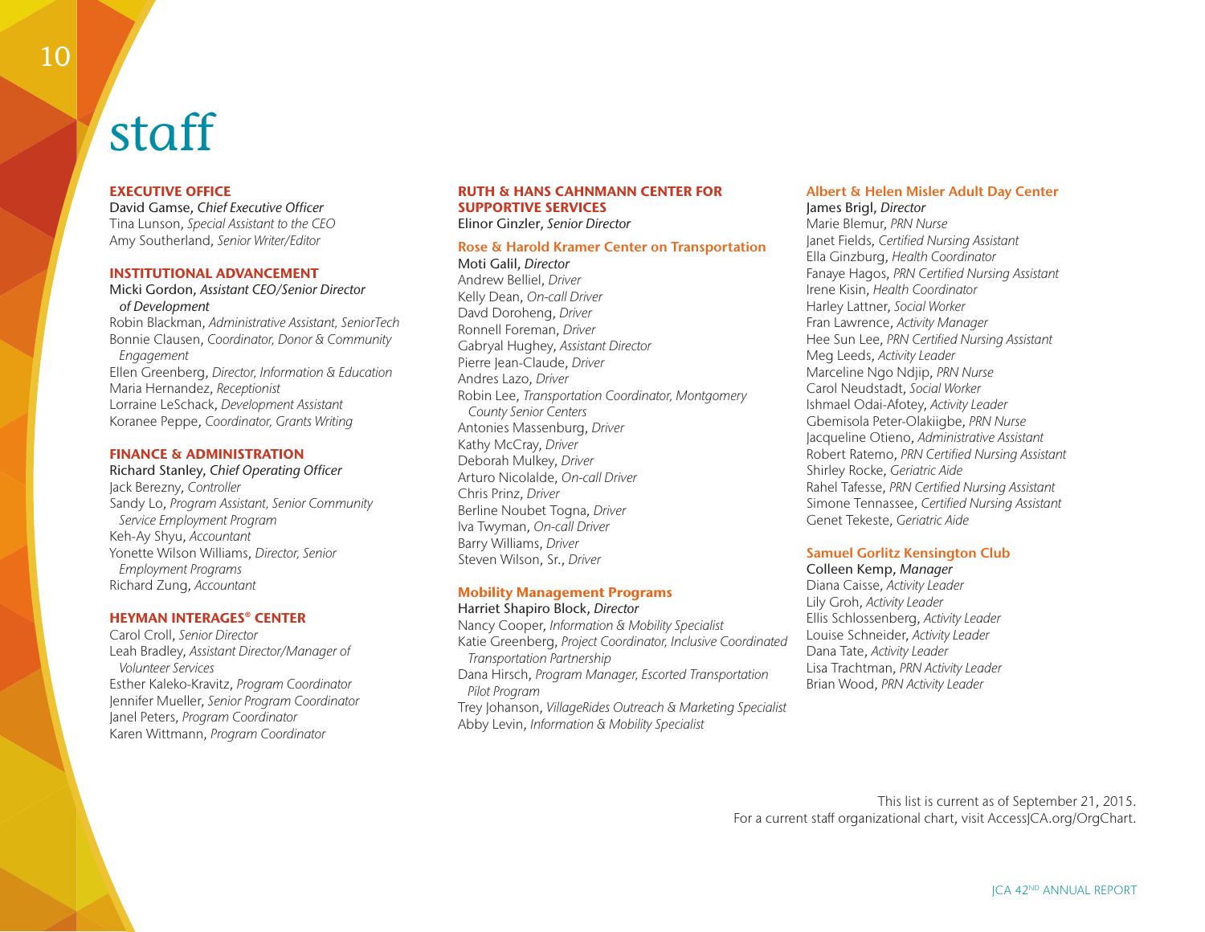# staff

## EXECUTIVE OFFICE

David Gamse, *Chief Executive Officer*
Tina Lunson, *Special Assistant to the CEO*
Amy Southerland, *Senior Writer/Editor*

## INSTITUTIONAL ADVANCEMENT

Micki Gordon, *Assistant CEO/Senior Director of Development*
Robin Blackman, *Administrative Assistant, SeniorTech*
Bonnie Clausen, *Coordinator, Donor & Community Engagement*
Ellen Greenberg, *Director, Information & Education*
Maria Hernandez, *Receptionist*
Lorraine LeSchack, *Development Assistant*
Koranee Peppe, *Coordinator, Grants Writing*

## FINANCE & ADMINISTRATION

Richard Stanley, *Chief Operating Officer*
Jack Berezny, *Controller*
Sandy Lo, *Program Assistant, Senior Community Service Employment Program*
Keh-Ay Shyu, *Accountant*
Yonette Wilson Williams, *Director, Senior Employment Programs*
Richard Zung, *Accountant*

## HEYMAN INTERAGES® CENTER

Carol Croll, *Senior Director*
Leah Bradley, *Assistant Director/Manager of Volunteer Services*
Esther Kaleko-Kravitz, *Program Coordinator*
Jennifer Mueller, *Senior Program Coordinator*
Janel Peters, *Program Coordinator*
Karen Wittmann, *Program Coordinator*

## RUTH & HANS CAHNMANN CENTER FOR SUPPORTIVE SERVICES

Elinor Ginzler, *Senior Director*

### Rose & Harold Kramer Center on Transportation

Moti Galil, *Director*
Andrew Belliel, *Driver*
Kelly Dean, *On-call Driver*
Davd Doroheng, *Driver*
Ronnell Foreman, *Driver*
Gabryal Hughey, *Assistant Director*
Pierre Jean-Claude, *Driver*
Andres Lazo, *Driver*
Robin Lee, *Transportation Coordinator, Montgomery County Senior Centers*
Antonies Massenburg, *Driver*
Kathy McCray, *Driver*
Deborah Mulkey, *Driver*
Arturo Nicolalde, *On-call Driver*
Chris Prinz, *Driver*
Berline Noubet Togna, *Driver*
Iva Twyman, *On-call Driver*
Barry Williams, *Driver*
Steven Wilson, Sr., *Driver*

### Mobility Management Programs

Harriet Shapiro Block, *Director*
Nancy Cooper, *Information & Mobility Specialist*
Katie Greenberg, *Project Coordinator, Inclusive Coordinated Transportation Partnership*
Dana Hirsch, *Program Manager, Escorted Transportation Pilot Program*
Trey Johanson, *VillageRides Outreach & Marketing Specialist*
Abby Levin, *Information & Mobility Specialist*

### Albert & Helen Misler Adult Day Center

James Brigl, *Director*
Marie Blemur, *PRN Nurse*
Janet Fields, *Certified Nursing Assistant*
Ella Ginzburg, *Health Coordinator*
Fanaye Hagos, *PRN Certified Nursing Assistant*
Irene Kisin, *Health Coordinator*
Harley Lattner, *Social Worker*
Fran Lawrence, *Activity Manager*
Hee Sun Lee, *PRN Certified Nursing Assistant*
Meg Leeds, *Activity Leader*
Marceline Ngo Ndjip, *PRN Nurse*
Carol Neudstadt, *Social Worker*
Ishmael Odai-Afotey, *Activity Leader*
Gbemisola Peter-Olakiigbe, *PRN Nurse*
Jacqueline Otieno, *Administrative Assistant*
Robert Ratemo, *PRN Certified Nursing Assistant*
Shirley Rocke, *Geriatric Aide*
Rahel Tafesse, *PRN Certified Nursing Assistant*
Simone Tennassee, *Certified Nursing Assistant*
Genet Tekeste, *Geriatric Aide*

### Samuel Gorlitz Kensington Club

Colleen Kemp, *Manager*
Diana Caisse, *Activity Leader*
Lily Groh, *Activity Leader*
Ellis Schlossenberg, *Activity Leader*
Louise Schneider, *Activity Leader*
Dana Tate, *Activity Leader*
Lisa Trachtman, *PRN Activity Leader*
Brian Wood, *PRN Activity Leader*

This list is current as of September 21, 2015.
For a current staff organizational chart, visit AccessJCA.org/OrgChart.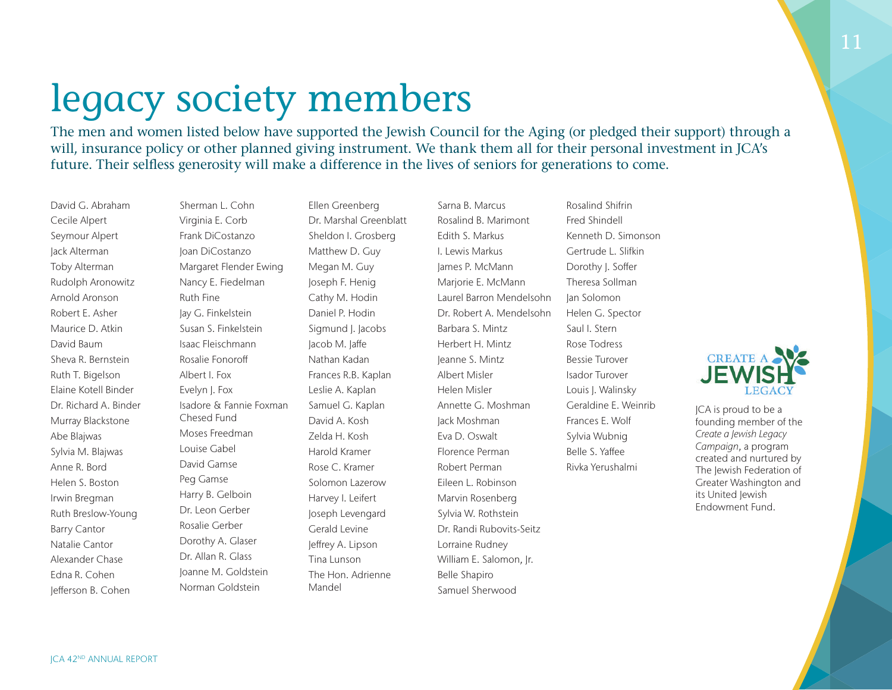# legacy society members

The men and women listed below have supported the Jewish Council for the Aging (or pledged their support) through a will, insurance policy or other planned giving instrument. We thank them all for their personal investment in JCA's future. Their selfless generosity will make a difference in the lives of seniors for generations to come.

David G. Abraham
Cecile Alpert
Seymour Alpert
Jack Alterman
Toby Alterman
Rudolph Aronowitz
Arnold Aronson
Robert E. Asher
Maurice D. Atkin
David Baum
Sheva R. Bernstein
Ruth T. Bigelson
Elaine Kotell Binder
Dr. Richard A. Binder
Murray Blackstone
Abe Blajwas
Sylvia M. Blajwas
Anne R. Bord
Helen S. Boston
Irwin Bregman
Ruth Breslow-Young
Barry Cantor
Natalie Cantor
Alexander Chase
Edna R. Cohen
Jefferson B. Cohen
Sherman L. Cohn
Virginia E. Corb
Frank DiCostanzo
Joan DiCostanzo
Margaret Flender Ewing
Nancy E. Fiedelman
Ruth Fine
Jay G. Finkelstein
Susan S. Finkelstein
Isaac Fleischmann
Rosalie Fonoroff
Albert I. Fox
Evelyn J. Fox
Isadore & Fannie Foxman Chesed Fund
Moses Freedman
Louise Gabel
David Gamse
Peg Gamse
Harry B. Gelboin
Dr. Leon Gerber
Rosalie Gerber
Dorothy A. Glaser
Dr. Allan R. Glass
Joanne M. Goldstein
Norman Goldstein
Ellen Greenberg
Dr. Marshal Greenblatt
Sheldon I. Grosberg
Matthew D. Guy
Megan M. Guy
Joseph F. Henig
Cathy M. Hodin
Daniel P. Hodin
Sigmund J. Jacobs
Jacob M. Jaffe
Nathan Kadan
Frances R.B. Kaplan
Leslie A. Kaplan
Samuel G. Kaplan
David A. Kosh
Zelda H. Kosh
Harold Kramer
Rose C. Kramer
Solomon Lazerow
Harvey I. Leifert
Joseph Levengard
Gerald Levine
Jeffrey A. Lipson
Tina Lunson
The Hon. Adrienne Mandel
Sarna B. Marcus
Rosalind B. Marimont
Edith S. Markus
I. Lewis Markus
James P. McMann
Marjorie E. McMann
Laurel Barron Mendelsohn
Dr. Robert A. Mendelsohn
Barbara S. Mintz
Herbert H. Mintz
Jeanne S. Mintz
Albert Misler
Helen Misler
Annette G. Moshman
Jack Moshman
Eva D. Oswalt
Florence Perman
Robert Perman
Eileen L. Robinson
Marvin Rosenberg
Sylvia W. Rothstein
Dr. Randi Rubovits-Seitz
Lorraine Rudney
William E. Salomon, Jr.
Belle Shapiro
Samuel Sherwood
Rosalind Shifrin
Fred Shindell
Kenneth D. Simonson
Gertrude L. Slifkin
Dorothy J. Soffer
Theresa Sollman
Jan Solomon
Helen G. Spector
Saul I. Stern
Rose Todress
Bessie Turover
Isador Turover
Louis J. Walinsky
Geraldine E. Weinrib
Frances E. Wolf
Sylvia Wubnig
Belle S. Yaffee
Rivka Yerushalmi

CREATE A JEWISH LEGACY

JCA is proud to be a founding member of the *Create a Jewish Legacy Campaign*, a program created and nurtured by The Jewish Federation of Greater Washington and its United Jewish Endowment Fund.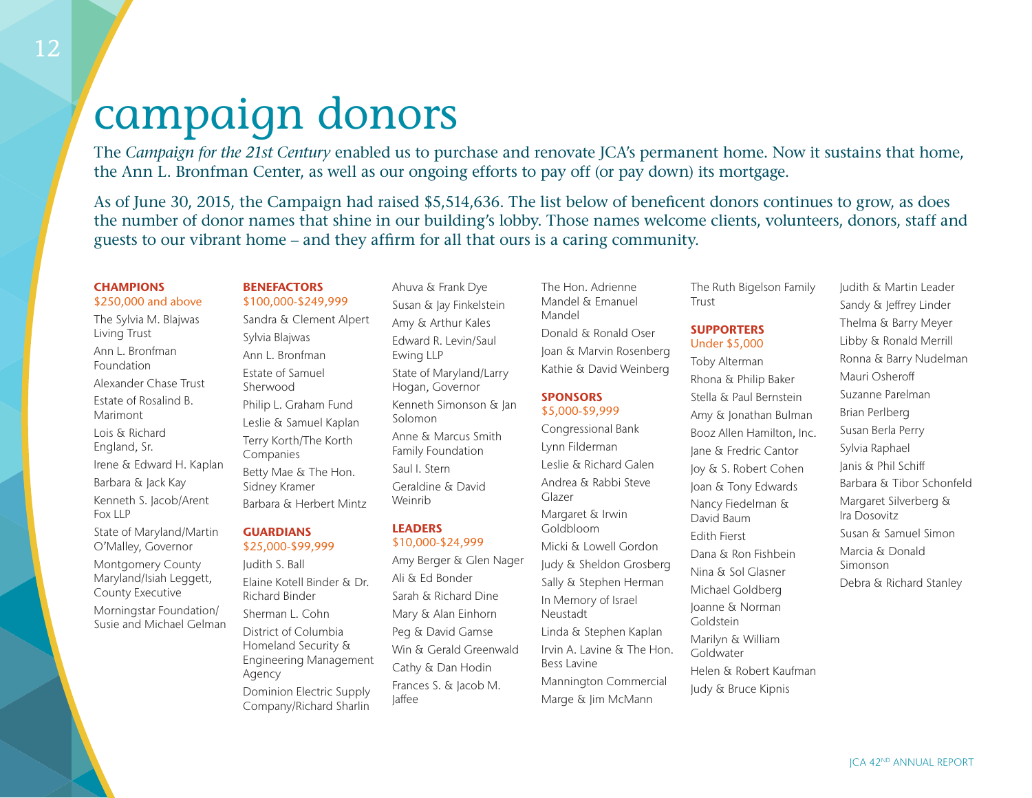# campaign donors

The *Campaign for the 21st Century* enabled us to purchase and renovate JCA's permanent home. Now it sustains that home, the Ann L. Bronfman Center, as well as our ongoing efforts to pay off (or pay down) its mortgage.

As of June 30, 2015, the Campaign had raised $5,514,636. The list below of beneficent donors continues to grow, as does the number of donor names that shine in our building's lobby. Those names welcome clients, volunteers, donors, staff and guests to our vibrant home – and they affirm for all that ours is a caring community.

**CHAMPIONS**
$250,000 and above

The Sylvia M. Blajwas Living Trust
Ann L. Bronfman Foundation
Alexander Chase Trust
Estate of Rosalind B. Marimont
Lois & Richard England, Sr.
Irene & Edward H. Kaplan
Barbara & Jack Kay
Kenneth S. Jacob/Arent Fox LLP
State of Maryland/Martin O'Malley, Governor
Montgomery County Maryland/Isiah Leggett, County Executive
Morningstar Foundation/ Susie and Michael Gelman

**BENEFACTORS**
$100,000-$249,999

Sandra & Clement Alpert
Sylvia Blajwas
Ann L. Bronfman
Estate of Samuel Sherwood
Philip L. Graham Fund
Leslie & Samuel Kaplan
Terry Korth/The Korth Companies
Betty Mae & The Hon. Sidney Kramer
Barbara & Herbert Mintz

**GUARDIANS**
$25,000-$99,999

Judith S. Ball
Elaine Kotell Binder & Dr. Richard Binder
Sherman L. Cohn
District of Columbia Homeland Security & Engineering Management Agency
Dominion Electric Supply Company/Richard Sharlin
Ahuva & Frank Dye
Susan & Jay Finkelstein
Amy & Arthur Kales
Edward R. Levin/Saul Ewing LLP
State of Maryland/Larry Hogan, Governor
Kenneth Simonson & Jan Solomon
Anne & Marcus Smith Family Foundation
Saul I. Stern
Geraldine & David Weinrib

**LEADERS**
$10,000-$24,999

Amy Berger & Glen Nager
Ali & Ed Bonder
Sarah & Richard Dine
Mary & Alan Einhorn
Peg & David Gamse
Win & Gerald Greenwald
Cathy & Dan Hodin
Frances S. & Jacob M. Jaffee
The Hon. Adrienne Mandel & Emanuel Mandel
Donald & Ronald Oser
Joan & Marvin Rosenberg
Kathie & David Weinberg

**SPONSORS**
$5,000-$9,999

Congressional Bank
Lynn Filderman
Leslie & Richard Galen
Andrea & Rabbi Steve Glazer
Margaret & Irwin Goldbloom
Micki & Lowell Gordon
Judy & Sheldon Grosberg
Sally & Stephen Herman
In Memory of Israel Neustadt
Linda & Stephen Kaplan
Irvin A. Lavine & The Hon. Bess Lavine
Mannington Commercial
Marge & Jim McMann
The Ruth Bigelson Family Trust

**SUPPORTERS**
Under $5,000

Toby Alterman
Rhona & Philip Baker
Stella & Paul Bernstein
Amy & Jonathan Bulman
Booz Allen Hamilton, Inc.
Jane & Fredric Cantor
Joy & S. Robert Cohen
Joan & Tony Edwards
Nancy Fiedelman & David Baum
Edith Fierst
Dana & Ron Fishbein
Nina & Sol Glasner
Michael Goldberg
Joanne & Norman Goldstein
Marilyn & William Goldwater
Helen & Robert Kaufman
Judy & Bruce Kipnis
Judith & Martin Leader
Sandy & Jeffrey Linder
Thelma & Barry Meyer
Libby & Ronald Merrill
Ronna & Barry Nudelman
Mauri Osheroff
Suzanne Parelman
Brian Perlberg
Susan Berla Perry
Sylvia Raphael
Janis & Phil Schiff
Barbara & Tibor Schonfeld
Margaret Silverberg & Ira Dosovitz
Susan & Samuel Simon
Marcia & Donald Simonson
Debra & Richard Stanley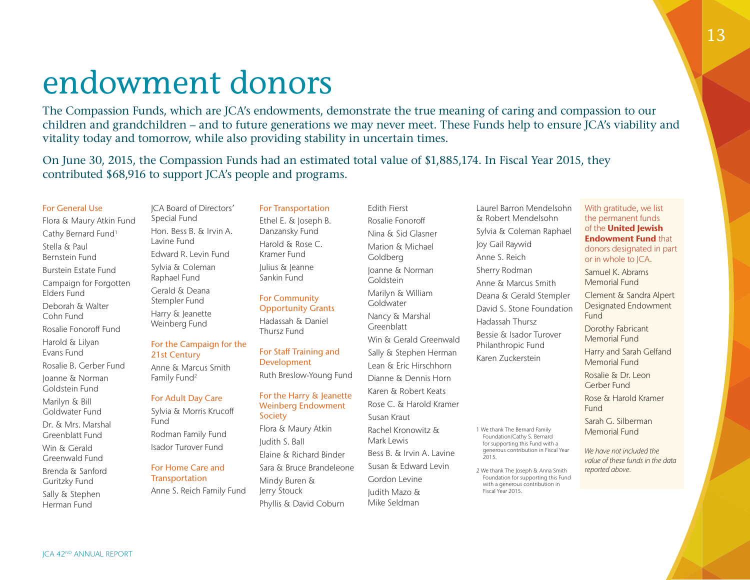# endowment donors

The Compassion Funds, which are JCA's endowments, demonstrate the true meaning of caring and compassion to our children and grandchildren – and to future generations we may never meet. These Funds help to ensure JCA's viability and vitality today and tomorrow, while also providing stability in uncertain times.

On June 30, 2015, the Compassion Funds had an estimated total value of $1,885,174. In Fiscal Year 2015, they contributed $68,916 to support JCA's people and programs.

### For General Use

Flora & Maury Atkin Fund

Cathy Bernard Fund[1]

Stella & Paul Bernstein Fund

Burstein Estate Fund

Campaign for Forgotten Elders Fund

Deborah & Walter Cohn Fund

Rosalie Fonoroff Fund

Harold & Lilyan Evans Fund

Rosalie B. Gerber Fund

Joanne & Norman Goldstein Fund

Marilyn & Bill Goldwater Fund

Dr. & Mrs. Marshal Greenblatt Fund

Win & Gerald Greenwald Fund

Brenda & Sanford Guritzky Fund

Sally & Stephen Herman Fund

JCA Board of Directors' Special Fund

Hon. Bess B. & Irvin A. Lavine Fund

Edward R. Levin Fund

Sylvia & Coleman Raphael Fund

Gerald & Deana Stempler Fund

Harry & Jeanette Weinberg Fund

### For the Campaign for the 21st Century

Anne & Marcus Smith Family Fund[2]

### For Adult Day Care

Sylvia & Morris Krucoff Fund

Rodman Family Fund

Isador Turover Fund

### For Home Care and Transportation

Anne S. Reich Family Fund

### For Transportation

Ethel E. & Joseph B. Danzansky Fund

Harold & Rose C. Kramer Fund

Julius & Jeanne Sankin Fund

### For Community Opportunity Grants

Hadassah & Daniel Thursz Fund

### For Staff Training and Development

Ruth Breslow-Young Fund

### For the Harry & Jeanette Weinberg Endowment Society

Flora & Maury Atkin

Judith S. Ball

Elaine & Richard Binder

Sara & Bruce Brandeleone

Mindy Buren & Jerry Stouck

Phyllis & David Coburn

Edith Fierst

Rosalie Fonoroff

Nina & Sid Glasner

Marion & Michael Goldberg

Joanne & Norman Goldstein

Marilyn & William Goldwater

Nancy & Marshal Greenblatt

Win & Gerald Greenwald

Sally & Stephen Herman

Lean & Eric Hirschhorn

Dianne & Dennis Horn

Karen & Robert Keats

Rose C. & Harold Kramer

Susan Kraut

Rachel Kronowitz & Mark Lewis

Bess B. & Irvin A. Lavine

Susan & Edward Levin

Gordon Levine

Judith Mazo & Mike Seldman

Laurel Barron Mendelsohn & Robert Mendelsohn

Sylvia & Coleman Raphael

Joy Gail Raywid

Anne S. Reich

Sherry Rodman

Anne & Marcus Smith

Deana & Gerald Stempler

David S. Stone Foundation

Hadassah Thursz

Bessie & Isador Turover Philanthropic Fund

Karen Zuckerstein

1 We thank The Bernard Family Foundation/Cathy S. Bernard for supporting this Fund with a generous contribution in Fiscal Year 2015.

2 We thank The Joseph & Anna Smith Foundation for supporting this Fund with a generous contribution in Fiscal Year 2015.

With gratitude, we list the permanent funds of the **United Jewish Endowment Fund** that donors designated in part or in whole to JCA.

Samuel K. Abrams Memorial Fund

Clement & Sandra Alpert Designated Endowment Fund

Dorothy Fabricant Memorial Fund

Harry and Sarah Gelfand Memorial Fund

Rosalie & Dr. Leon Gerber Fund

Rose & Harold Kramer Fund

Sarah G. Silberman Memorial Fund

*We have not included the value of these funds in the data reported above.*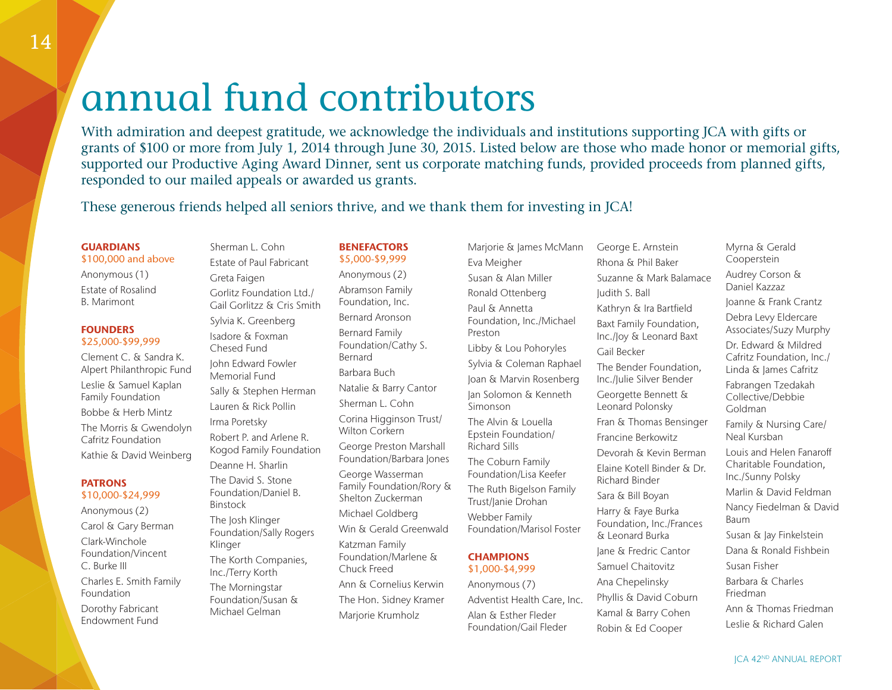# annual fund contributors

With admiration and deepest gratitude, we acknowledge the individuals and institutions supporting JCA with gifts or grants of $100 or more from July 1, 2014 through June 30, 2015. Listed below are those who made honor or memorial gifts, supported our Productive Aging Award Dinner, sent us corporate matching funds, provided proceeds from planned gifts, responded to our mailed appeals or awarded us grants.

These generous friends helped all seniors thrive, and we thank them for investing in JCA!

**GUARDIANS**
$100,000 and above

Anonymous (1)
Estate of Rosalind B. Marimont

**FOUNDERS**
$25,000-$99,999

Clement C. & Sandra K. Alpert Philanthropic Fund
Leslie & Samuel Kaplan Family Foundation
Bobbe & Herb Mintz
The Morris & Gwendolyn Cafritz Foundation
Kathie & David Weinberg

**PATRONS**
$10,000-$24,999

Anonymous (2)
Carol & Gary Berman
Clark-Winchole Foundation/Vincent C. Burke III
Charles E. Smith Family Foundation
Dorothy Fabricant Endowment Fund
Sherman L. Cohn
Estate of Paul Fabricant
Greta Faigen
Gorlitz Foundation Ltd./ Gail Gorlitzz & Cris Smith
Sylvia K. Greenberg
Isadore & Foxman Chesed Fund
John Edward Fowler Memorial Fund
Sally & Stephen Herman
Lauren & Rick Pollin
Irma Poretsky
Robert P. and Arlene R. Kogod Family Foundation
Deanne H. Sharlin
The David S. Stone Foundation/Daniel B. Binstock
The Josh Klinger Foundation/Sally Rogers Klinger
The Korth Companies, Inc./Terry Korth
The Morningstar Foundation/Susan & Michael Gelman

**BENEFACTORS**
$5,000-$9,999

Anonymous (2)
Abramson Family Foundation, Inc.
Bernard Aronson
Bernard Family Foundation/Cathy S. Bernard
Barbara Buch
Natalie & Barry Cantor
Sherman L. Cohn
Corina Higginson Trust/ Wilton Corkern
George Preston Marshall Foundation/Barbara Jones
George Wasserman Family Foundation/Rory & Shelton Zuckerman
Michael Goldberg
Win & Gerald Greenwald
Katzman Family Foundation/Marlene & Chuck Freed
Ann & Cornelius Kerwin
The Hon. Sidney Kramer
Marjorie Krumholz
Marjorie & James McMann
Eva Meigher
Susan & Alan Miller
Ronald Ottenberg
Paul & Annetta Foundation, Inc./Michael Preston
Libby & Lou Pohoryles
Sylvia & Coleman Raphael
Joan & Marvin Rosenberg
Jan Solomon & Kenneth Simonson
The Alvin & Louella Epstein Foundation/ Richard Sills
The Coburn Family Foundation/Lisa Keefer
The Ruth Bigelson Family Trust/Janie Drohan
Webber Family Foundation/Marisol Foster

**CHAMPIONS**
$1,000-$4,999

Anonymous (7)
Adventist Health Care, Inc.
Alan & Esther Fleder Foundation/Gail Fleder
George E. Arnstein
Rhona & Phil Baker
Suzanne & Mark Balamace
Judith S. Ball
Kathryn & Ira Bartfield
Baxt Family Foundation, Inc./Joy & Leonard Baxt
Gail Becker
The Bender Foundation, Inc./Julie Silver Bender
Georgette Bennett & Leonard Polonsky
Fran & Thomas Bensinger
Francine Berkowitz
Devorah & Kevin Berman
Elaine Kotell Binder & Dr. Richard Binder
Sara & Bill Boyan
Harry & Faye Burka Foundation, Inc./Frances & Leonard Burka
Jane & Fredric Cantor
Samuel Chaitovitz
Ana Chepelinsky
Phyllis & David Coburn
Kamal & Barry Cohen
Robin & Ed Cooper
Myrna & Gerald Cooperstein
Audrey Corson & Daniel Kazzaz
Joanne & Frank Crantz
Debra Levy Eldercare Associates/Suzy Murphy
Dr. Edward & Mildred Cafritz Foundation, Inc./ Linda & James Cafritz
Fabrangen Tzedakah Collective/Debbie Goldman
Family & Nursing Care/ Neal Kursban
Louis and Helen Fanaroff Charitable Foundation, Inc./Sunny Polsky
Marlin & David Feldman
Nancy Fiedelman & David Baum
Susan & Jay Finkelstein
Dana & Ronald Fishbein
Susan Fisher
Barbara & Charles Friedman
Ann & Thomas Friedman
Leslie & Richard Galen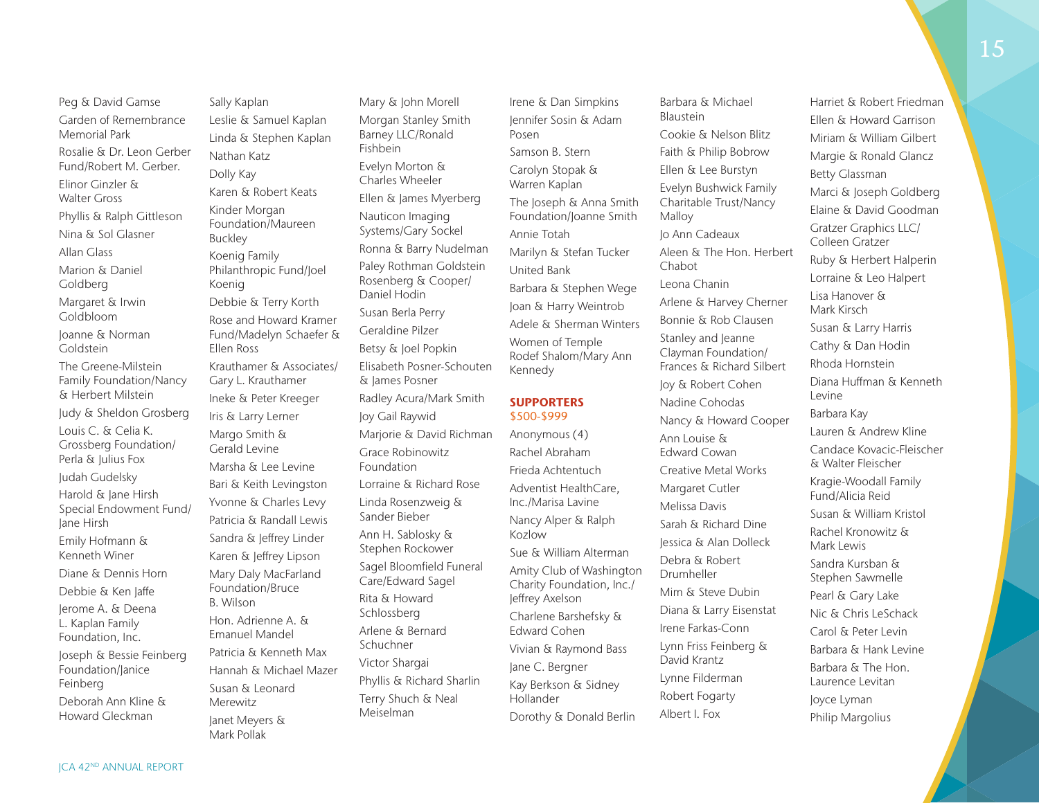Peg & David Gamse

Garden of Remembrance Memorial Park

Rosalie & Dr. Leon Gerber Fund/Robert M. Gerber.

Elinor Ginzler & Walter Gross

Phyllis & Ralph Gittleson

Nina & Sol Glasner

Allan Glass

Marion & Daniel Goldberg

Margaret & Irwin Goldbloom

Joanne & Norman Goldstein

The Greene-Milstein Family Foundation/Nancy & Herbert Milstein

Judy & Sheldon Grosberg

Louis C. & Celia K. Grossberg Foundation/ Perla & Julius Fox

Judah Gudelsky

Harold & Jane Hirsh Special Endowment Fund/ Jane Hirsh

Emily Hofmann & Kenneth Winer

Diane & Dennis Horn

Debbie & Ken Jaffe

Jerome A. & Deena L. Kaplan Family Foundation, Inc.

Joseph & Bessie Feinberg Foundation/Janice Feinberg

Deborah Ann Kline & Howard Gleckman

Sally Kaplan

Leslie & Samuel Kaplan

Linda & Stephen Kaplan

Nathan Katz

Dolly Kay

Karen & Robert Keats

Kinder Morgan Foundation/Maureen Buckley

Koenig Family Philanthropic Fund/Joel Koenig

Debbie & Terry Korth

Rose and Howard Kramer Fund/Madelyn Schaefer & Ellen Ross

Krauthamer & Associates/ Gary L. Krauthamer

Ineke & Peter Kreeger

Iris & Larry Lerner

Margo Smith & Gerald Levine

Marsha & Lee Levine

Bari & Keith Levingston

Yvonne & Charles Levy

Patricia & Randall Lewis

Sandra & Jeffrey Linder

Karen & Jeffrey Lipson

Mary Daly MacFarland Foundation/Bruce B. Wilson

Hon. Adrienne A. & Emanuel Mandel

Patricia & Kenneth Max

Hannah & Michael Mazer

Susan & Leonard Merewitz

Janet Meyers & Mark Pollak

Mary & John Morell

Morgan Stanley Smith Barney LLC/Ronald Fishbein

Evelyn Morton & Charles Wheeler

Ellen & James Myerberg

Nauticon Imaging Systems/Gary Sockel

Ronna & Barry Nudelman

Paley Rothman Goldstein Rosenberg & Cooper/ Daniel Hodin

Susan Berla Perry

Geraldine Pilzer

Betsy & Joel Popkin

Elisabeth Posner-Schouten & James Posner

Radley Acura/Mark Smith

Joy Gail Raywid

Marjorie & David Richman

Grace Robinowitz Foundation

Lorraine & Richard Rose

Linda Rosenzweig & Sander Bieber

Ann H. Sablosky & Stephen Rockower

Sagel Bloomfield Funeral Care/Edward Sagel

Rita & Howard Schlossberg

Arlene & Bernard Schuchner

Victor Shargai

Phyllis & Richard Sharlin

Terry Shuch & Neal Meiselman

Irene & Dan Simpkins

Jennifer Sosin & Adam Posen

Samson B. Stern

Carolyn Stopak & Warren Kaplan

The Joseph & Anna Smith Foundation/Joanne Smith

Annie Totah

Marilyn & Stefan Tucker

United Bank

Barbara & Stephen Wege

Joan & Harry Weintrob

Adele & Sherman Winters

Women of Temple Rodef Shalom/Mary Ann Kennedy

## SUPPORTERS
$500-$999

Anonymous (4)

Rachel Abraham

Frieda Achtentuch

Adventist HealthCare, Inc./Marisa Lavine

Nancy Alper & Ralph Kozlow

Sue & William Alterman

Amity Club of Washington Charity Foundation, Inc./ Jeffrey Axelson

Charlene Barshefsky & Edward Cohen

Vivian & Raymond Bass

Jane C. Bergner

Kay Berkson & Sidney Hollander

Dorothy & Donald Berlin

Barbara & Michael Blaustein

Cookie & Nelson Blitz

Faith & Philip Bobrow

Ellen & Lee Burstyn

Evelyn Bushwick Family Charitable Trust/Nancy Malloy

Jo Ann Cadeaux

Aleen & The Hon. Herbert Chabot

Leona Chanin

Arlene & Harvey Cherner

Bonnie & Rob Clausen

Stanley and Jeanne Clayman Foundation/ Frances & Richard Silbert

Joy & Robert Cohen

Nadine Cohodas

Nancy & Howard Cooper

Ann Louise & Edward Cowan

Creative Metal Works

Margaret Cutler

Melissa Davis

Sarah & Richard Dine

Jessica & Alan Dolleck

Debra & Robert Drumheller

Mim & Steve Dubin

Diana & Larry Eisenstat

Irene Farkas-Conn

Lynn Friss Feinberg & David Krantz

Lynne Filderman

Robert Fogarty

Albert I. Fox

Harriet & Robert Friedman

Ellen & Howard Garrison

Miriam & William Gilbert

Margie & Ronald Glancz

Betty Glassman

Marci & Joseph Goldberg

Elaine & David Goodman

Gratzer Graphics LLC/ Colleen Gratzer

Ruby & Herbert Halperin

Lorraine & Leo Halpert

Lisa Hanover & Mark Kirsch

Susan & Larry Harris

Cathy & Dan Hodin

Rhoda Hornstein

Diana Huffman & Kenneth Levine

Barbara Kay

Lauren & Andrew Kline

Candace Kovacic-Fleischer & Walter Fleischer

Kragie-Woodall Family Fund/Alicia Reid

Susan & William Kristol

Rachel Kronowitz & Mark Lewis

Sandra Kursban & Stephen Sawmelle

Pearl & Gary Lake

Nic & Chris LeSchack

Carol & Peter Levin

Barbara & Hank Levine

Barbara & The Hon. Laurence Levitan

Joyce Lyman

Philip Margolius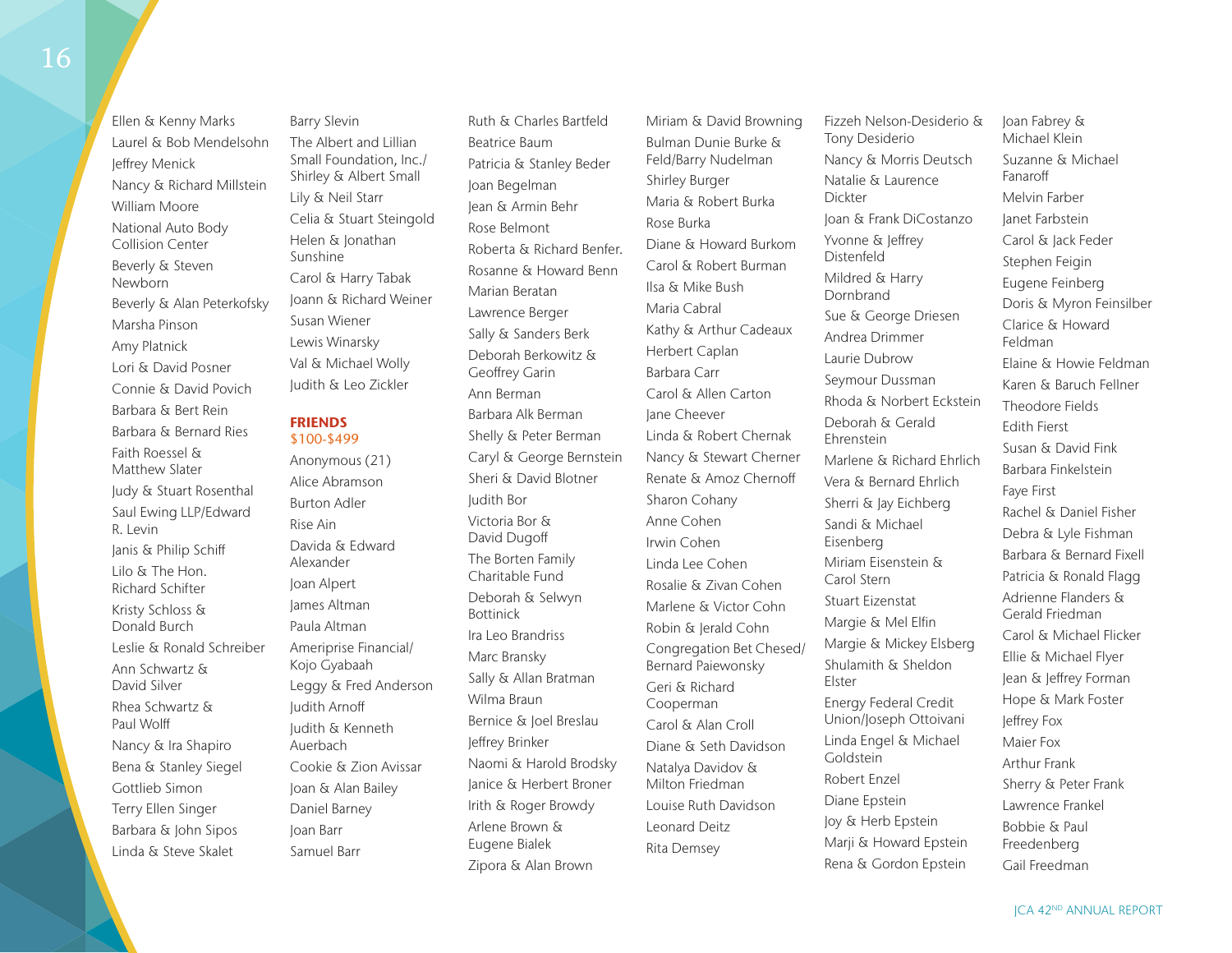Ellen & Kenny Marks
Laurel & Bob Mendelsohn
Jeffrey Menick
Nancy & Richard Millstein
William Moore
National Auto Body Collision Center
Beverly & Steven Newborn
Beverly & Alan Peterkofsky
Marsha Pinson
Amy Platnick
Lori & David Posner
Connie & David Povich
Barbara & Bert Rein
Barbara & Bernard Ries
Faith Roessel & Matthew Slater
Judy & Stuart Rosenthal
Saul Ewing LLP/Edward R. Levin
Janis & Philip Schiff
Lilo & The Hon. Richard Schifter
Kristy Schloss & Donald Burch
Leslie & Ronald Schreiber
Ann Schwartz & David Silver
Rhea Schwartz & Paul Wolff
Nancy & Ira Shapiro
Bena & Stanley Siegel
Gottlieb Simon
Terry Ellen Singer
Barbara & John Sipos
Linda & Steve Skalet
Barry Slevin
The Albert and Lillian Small Foundation, Inc./ Shirley & Albert Small
Lily & Neil Starr
Celia & Stuart Steingold
Helen & Jonathan Sunshine
Carol & Harry Tabak
Joann & Richard Weiner
Susan Wiener
Lewis Winarsky
Val & Michael Wolly
Judith & Leo Zickler

**FRIENDS**
$100-$499

Anonymous (21)
Alice Abramson
Burton Adler
Rise Ain
Davida & Edward Alexander
Joan Alpert
James Altman
Paula Altman
Ameriprise Financial/ Kojo Gyabaah
Leggy & Fred Anderson
Judith Arnoff
Judith & Kenneth Auerbach
Cookie & Zion Avissar
Joan & Alan Bailey
Daniel Barney
Joan Barr
Samuel Barr
Ruth & Charles Bartfeld
Beatrice Baum
Patricia & Stanley Beder
Joan Begelman
Jean & Armin Behr
Rose Belmont
Roberta & Richard Benfer.
Rosanne & Howard Benn
Marian Beratan
Lawrence Berger
Sally & Sanders Berk
Deborah Berkowitz & Geoffrey Garin
Ann Berman
Barbara Alk Berman
Shelly & Peter Berman
Caryl & George Bernstein
Sheri & David Blotner
Judith Bor
Victoria Bor & David Dugoff
The Borten Family Charitable Fund
Deborah & Selwyn Bottinick
Ira Leo Brandriss
Marc Bransky
Sally & Allan Bratman
Wilma Braun
Bernice & Joel Breslau
Jeffrey Brinker
Naomi & Harold Brodsky
Janice & Herbert Broner
Irith & Roger Browdy
Arlene Brown & Eugene Bialek
Zipora & Alan Brown
Miriam & David Browning
Bulman Dunie Burke & Feld/Barry Nudelman
Shirley Burger
Maria & Robert Burka
Rose Burka
Diane & Howard Burkom
Carol & Robert Burman
Ilsa & Mike Bush
Maria Cabral
Kathy & Arthur Cadeaux
Herbert Caplan
Barbara Carr
Carol & Allen Carton
Jane Cheever
Linda & Robert Chernak
Nancy & Stewart Cherner
Renate & Amoz Chernoff
Sharon Cohany
Anne Cohen
Irwin Cohen
Linda Lee Cohen
Rosalie & Zivan Cohen
Marlene & Victor Cohn
Robin & Jerald Cohn
Congregation Bet Chesed/ Bernard Paiewonsky
Geri & Richard Cooperman
Carol & Alan Croll
Diane & Seth Davidson
Natalya Davidov & Milton Friedman
Louise Ruth Davidson
Leonard Deitz
Rita Demsey
Fizzeh Nelson-Desiderio & Tony Desiderio
Nancy & Morris Deutsch
Natalie & Laurence Dickter
Joan & Frank DiCostanzo
Yvonne & Jeffrey Distenfeld
Mildred & Harry Dornbrand
Sue & George Driesen
Andrea Drimmer
Laurie Dubrow
Seymour Dussman
Rhoda & Norbert Eckstein
Deborah & Gerald Ehrenstein
Marlene & Richard Ehrlich
Vera & Bernard Ehrlich
Sherri & Jay Eichberg
Sandi & Michael Eisenberg
Miriam Eisenstein & Carol Stern
Stuart Eizenstat
Margie & Mel Elfin
Margie & Mickey Elsberg
Shulamith & Sheldon Elster
Energy Federal Credit Union/Joseph Ottoivani
Linda Engel & Michael Goldstein
Robert Enzel
Diane Epstein
Joy & Herb Epstein
Marji & Howard Epstein
Rena & Gordon Epstein
Joan Fabrey & Michael Klein
Suzanne & Michael Fanaroff
Melvin Farber
Janet Farbstein
Carol & Jack Feder
Stephen Feigin
Eugene Feinberg
Doris & Myron Feinsilber
Clarice & Howard Feldman
Elaine & Howie Feldman
Karen & Baruch Fellner
Theodore Fields
Edith Fierst
Susan & David Fink
Barbara Finkelstein
Faye First
Rachel & Daniel Fisher
Debra & Lyle Fishman
Barbara & Bernard Fixell
Patricia & Ronald Flagg
Adrienne Flanders & Gerald Friedman
Carol & Michael Flicker
Ellie & Michael Flyer
Jean & Jeffrey Forman
Hope & Mark Foster
Jeffrey Fox
Maier Fox
Arthur Frank
Sherry & Peter Frank
Lawrence Frankel
Bobbie & Paul Freedenberg
Gail Freedman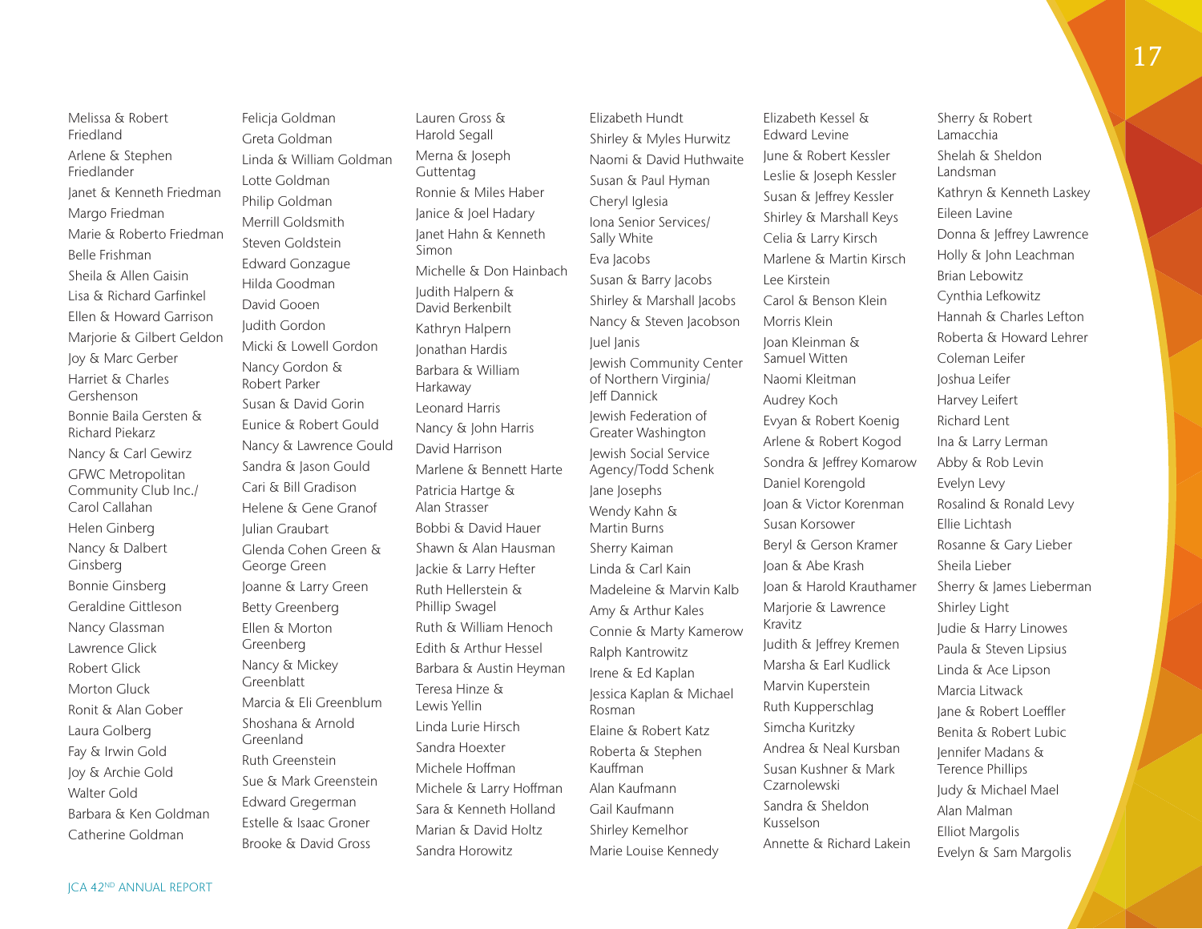Melissa & Robert Friedland
Arlene & Stephen Friedlander
Janet & Kenneth Friedman
Margo Friedman
Marie & Roberto Friedman
Belle Frishman
Sheila & Allen Gaisin
Lisa & Richard Garfinkel
Ellen & Howard Garrison
Marjorie & Gilbert Geldon
Joy & Marc Gerber
Harriet & Charles Gershenson
Bonnie Baila Gersten & Richard Piekarz
Nancy & Carl Gewirz
GFWC Metropolitan Community Club Inc./ Carol Callahan
Helen Ginberg
Nancy & Dalbert Ginsberg
Bonnie Ginsberg
Geraldine Gittleson
Nancy Glassman
Lawrence Glick
Robert Glick
Morton Gluck
Ronit & Alan Gober
Laura Golberg
Fay & Irwin Gold
Joy & Archie Gold
Walter Gold
Barbara & Ken Goldman
Catherine Goldman
Felicja Goldman
Greta Goldman
Linda & William Goldman
Lotte Goldman
Philip Goldman
Merrill Goldsmith
Steven Goldstein
Edward Gonzague
Hilda Goodman
David Gooen
Judith Gordon
Micki & Lowell Gordon
Nancy Gordon & Robert Parker
Susan & David Gorin
Eunice & Robert Gould
Nancy & Lawrence Gould
Sandra & Jason Gould
Cari & Bill Gradison
Helene & Gene Granof
Julian Graubart
Glenda Cohen Green & George Green
Joanne & Larry Green
Betty Greenberg
Ellen & Morton Greenberg
Nancy & Mickey Greenblatt
Marcia & Eli Greenblum
Shoshana & Arnold Greenland
Ruth Greenstein
Sue & Mark Greenstein
Edward Gregerman
Estelle & Isaac Groner
Brooke & David Gross
Lauren Gross & Harold Segall
Merna & Joseph Guttentag
Ronnie & Miles Haber
Janice & Joel Hadary
Janet Hahn & Kenneth Simon
Michelle & Don Hainbach
Judith Halpern & David Berkenbilt
Kathryn Halpern
Jonathan Hardis
Barbara & William Harkaway
Leonard Harris
Nancy & John Harris
David Harrison
Marlene & Bennett Harte
Patricia Hartge & Alan Strasser
Bobbi & David Hauer
Shawn & Alan Hausman
Jackie & Larry Hefter
Ruth Hellerstein & Phillip Swagel
Ruth & William Henoch
Edith & Arthur Hessel
Barbara & Austin Heyman
Teresa Hinze & Lewis Yellin
Linda Lurie Hirsch
Sandra Hoexter
Michele Hoffman
Michele & Larry Hoffman
Sara & Kenneth Holland
Marian & David Holtz
Sandra Horowitz
Elizabeth Hundt
Shirley & Myles Hurwitz
Naomi & David Huthwaite
Susan & Paul Hyman
Cheryl Iglesia
Iona Senior Services/ Sally White
Eva Jacobs
Susan & Barry Jacobs
Shirley & Marshall Jacobs
Nancy & Steven Jacobson
Juel Janis
Jewish Community Center of Northern Virginia/ Jeff Dannick
Jewish Federation of Greater Washington
Jewish Social Service Agency/Todd Schenk
Jane Josephs
Wendy Kahn & Martin Burns
Sherry Kaiman
Linda & Carl Kain
Madeleine & Marvin Kalb
Amy & Arthur Kales
Connie & Marty Kamerow
Ralph Kantrowitz
Irene & Ed Kaplan
Jessica Kaplan & Michael Rosman
Elaine & Robert Katz
Roberta & Stephen Kauffman
Alan Kaufmann
Gail Kaufmann
Shirley Kemelhor
Marie Louise Kennedy
Elizabeth Kessel & Edward Levine
June & Robert Kessler
Leslie & Joseph Kessler
Susan & Jeffrey Kessler
Shirley & Marshall Keys
Celia & Larry Kirsch
Marlene & Martin Kirsch
Lee Kirstein
Carol & Benson Klein
Morris Klein
Joan Kleinman & Samuel Witten
Naomi Kleitman
Audrey Koch
Evyan & Robert Koenig
Arlene & Robert Kogod
Sondra & Jeffrey Komarow
Daniel Korengold
Joan & Victor Korenman
Susan Korsower
Beryl & Gerson Kramer
Joan & Abe Krash
Joan & Harold Krauthamer
Marjorie & Lawrence Kravitz
Judith & Jeffrey Kremen
Marsha & Earl Kudlick
Marvin Kuperstein
Ruth Kupperschlag
Simcha Kuritzky
Andrea & Neal Kursban
Susan Kushner & Mark Czarnolewski
Sandra & Sheldon Kusselson
Annette & Richard Lakein
Sherry & Robert Lamacchia
Shelah & Sheldon Landsman
Kathryn & Kenneth Laskey
Eileen Lavine
Donna & Jeffrey Lawrence
Holly & John Leachman
Brian Lebowitz
Cynthia Lefkowitz
Hannah & Charles Lefton
Roberta & Howard Lehrer
Coleman Leifer
Joshua Leifer
Harvey Leifert
Richard Lent
Ina & Larry Lerman
Abby & Rob Levin
Evelyn Levy
Rosalind & Ronald Levy
Ellie Lichtash
Rosanne & Gary Lieber
Sheila Lieber
Sherry & James Lieberman
Shirley Light
Judie & Harry Linowes
Paula & Steven Lipsius
Linda & Ace Lipson
Marcia Litwack
Jane & Robert Loeffler
Benita & Robert Lubic
Jennifer Madans & Terence Phillips
Judy & Michael Mael
Alan Malman
Elliot Margolis
Evelyn & Sam Margolis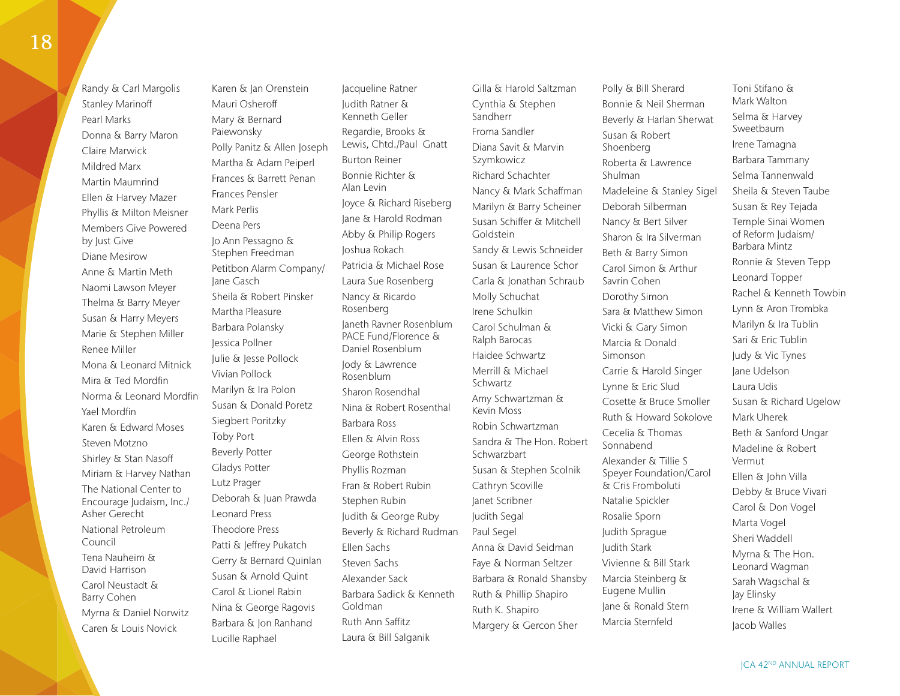Randy & Carl Margolis
Stanley Marinoff
Pearl Marks
Donna & Barry Maron
Claire Marwick
Mildred Marx
Martin Maumrind
Ellen & Harvey Mazer
Phyllis & Milton Meisner
Members Give Powered by Just Give
Diane Mesirow
Anne & Martin Meth
Naomi Lawson Meyer
Thelma & Barry Meyer
Susan & Harry Meyers
Marie & Stephen Miller
Renee Miller
Mona & Leonard Mitnick
Mira & Ted Mordfin
Norma & Leonard Mordfin
Yael Mordfin
Karen & Edward Moses
Steven Motzno
Shirley & Stan Nasoff
Miriam & Harvey Nathan
The National Center to Encourage Judaism, Inc./ Asher Gerecht
National Petroleum Council
Tena Nauheim & David Harrison
Carol Neustadt & Barry Cohen
Myrna & Daniel Norwitz
Caren & Louis Novick
Karen & Jan Orenstein
Mauri Osheroff
Mary & Bernard Paiewonsky
Polly Panitz & Allen Joseph
Martha & Adam Peiperl
Frances & Barrett Penan
Frances Pensler
Mark Perlis
Deena Pers
Jo Ann Pessagno & Stephen Freedman
Petitbon Alarm Company/ Jane Gasch
Sheila & Robert Pinsker
Martha Pleasure
Barbara Polansky
Jessica Pollner
Julie & Jesse Pollock
Vivian Pollock
Marilyn & Ira Polon
Susan & Donald Poretz
Siegbert Poritzky
Toby Port
Beverly Potter
Gladys Potter
Lutz Prager
Deborah & Juan Prawda
Leonard Press
Theodore Press
Patti & Jeffrey Pukatch
Gerry & Bernard Quinlan
Susan & Arnold Quint
Carol & Lionel Rabin
Nina & George Ragovis
Barbara & Jon Ranhand
Lucille Raphael
Jacqueline Ratner
Judith Ratner & Kenneth Geller
Regardie, Brooks & Lewis, Chtd./Paul Gnatt
Burton Reiner
Bonnie Richter & Alan Levin
Joyce & Richard Riseberg
Jane & Harold Rodman
Abby & Philip Rogers
Joshua Rokach
Patricia & Michael Rose
Laura Sue Rosenberg
Nancy & Ricardo Rosenberg
Janeth Ravner Rosenblum PACE Fund/Florence & Daniel Rosenblum
Jody & Lawrence Rosenblum
Sharon Rosendhal
Nina & Robert Rosenthal
Barbara Ross
Ellen & Alvin Ross
George Rothstein
Phyllis Rozman
Fran & Robert Rubin
Stephen Rubin
Judith & George Ruby
Beverly & Richard Rudman
Ellen Sachs
Steven Sachs
Alexander Sack
Barbara Sadick & Kenneth Goldman
Ruth Ann Saffitz
Laura & Bill Salganik
Gilla & Harold Saltzman
Cynthia & Stephen Sandherr
Froma Sandler
Diana Savit & Marvin Szymkowicz
Richard Schachter
Nancy & Mark Schaffman
Marilyn & Barry Scheiner
Susan Schiffer & Mitchell Goldstein
Sandy & Lewis Schneider
Susan & Laurence Schor
Carla & Jonathan Schraub
Molly Schuchat
Irene Schulkin
Carol Schulman & Ralph Barocas
Haidee Schwartz
Merrill & Michael Schwartz
Amy Schwartzman & Kevin Moss
Robin Schwartzman
Sandra & The Hon. Robert Schwarzbart
Susan & Stephen Scolnik
Cathryn Scoville
Janet Scribner
Judith Segal
Paul Segel
Anna & David Seidman
Faye & Norman Seltzer
Barbara & Ronald Shansby
Ruth & Phillip Shapiro
Ruth K. Shapiro
Margery & Gercon Sher
Polly & Bill Sherard
Bonnie & Neil Sherman
Beverly & Harlan Sherwat
Susan & Robert Shoenberg
Roberta & Lawrence Shulman
Madeleine & Stanley Sigel
Deborah Silberman
Nancy & Bert Silver
Sharon & Ira Silverman
Beth & Barry Simon
Carol Simon & Arthur Savrin Cohen
Dorothy Simon
Sara & Matthew Simon
Vicki & Gary Simon
Marcia & Donald Simonson
Carrie & Harold Singer
Lynne & Eric Slud
Cosette & Bruce Smoller
Ruth & Howard Sokolove
Cecelia & Thomas Sonnabend
Alexander & Tillie S Speyer Foundation/Carol & Cris Fromboluti
Natalie Spickler
Rosalie Sporn
Judith Sprague
Judith Stark
Vivienne & Bill Stark
Marcia Steinberg & Eugene Mullin
Jane & Ronald Stern
Marcia Sternfeld
Toni Stifano & Mark Walton
Selma & Harvey Sweetbaum
Irene Tamagna
Barbara Tammany
Selma Tannenwald
Sheila & Steven Taube
Susan & Rey Tejada
Temple Sinai Women of Reform Judaism/ Barbara Mintz
Ronnie & Steven Tepp
Leonard Topper
Rachel & Kenneth Towbin
Lynn & Aron Trombka
Marilyn & Ira Tublin
Sari & Eric Tublin
Judy & Vic Tynes
Jane Udelson
Laura Udis
Susan & Richard Ugelow
Mark Uherek
Beth & Sanford Ungar
Madeline & Robert Vermut
Ellen & John Villa
Debby & Bruce Vivari
Carol & Don Vogel
Marta Vogel
Sheri Waddell
Myrna & The Hon. Leonard Wagman
Sarah Wagschal & Jay Elinsky
Irene & William Wallert
Jacob Walles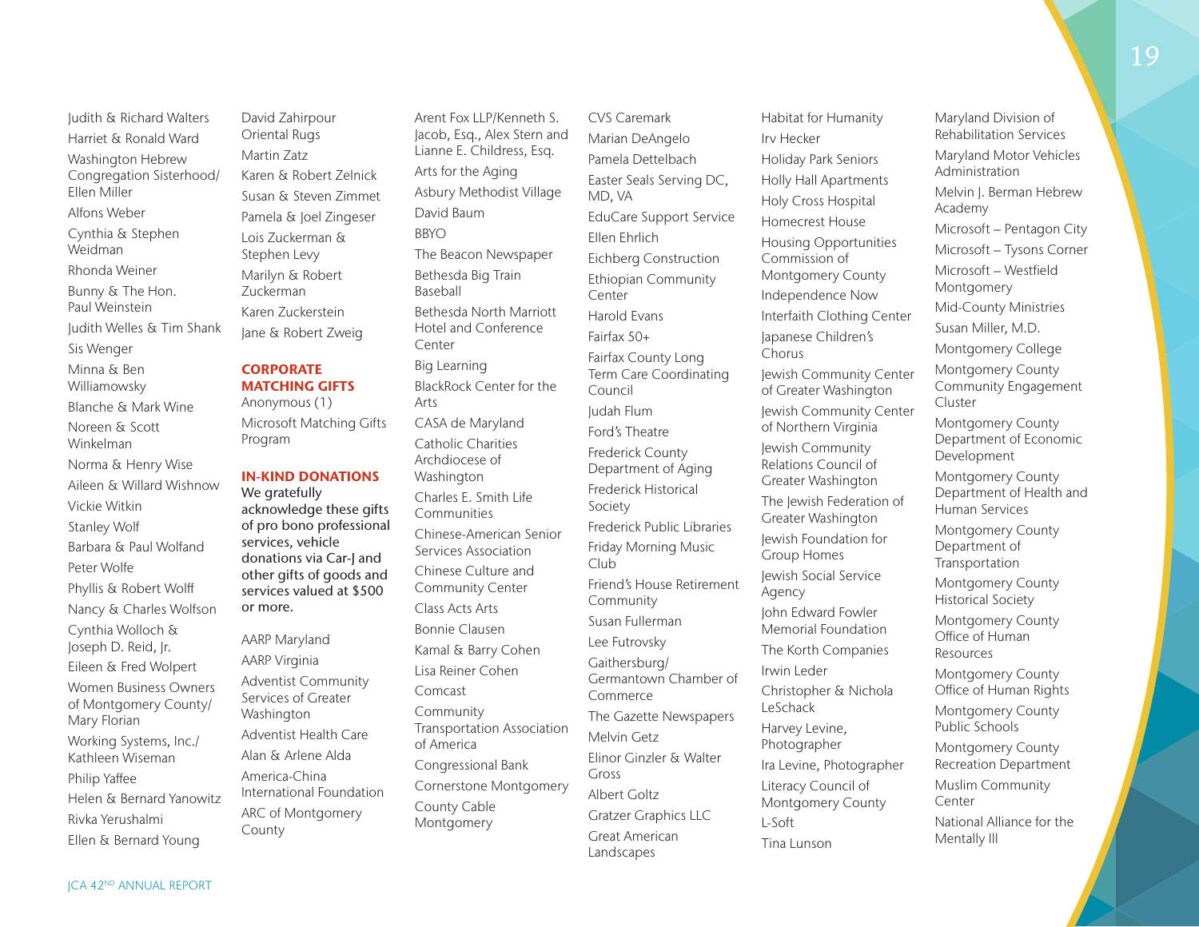Judith & Richard Walters
Harriet & Ronald Ward
Washington Hebrew Congregation Sisterhood/ Ellen Miller
Alfons Weber
Cynthia & Stephen Weidman
Rhonda Weiner
Bunny & The Hon. Paul Weinstein
Judith Welles & Tim Shank
Sis Wenger
Minna & Ben Williamowsky
Blanche & Mark Wine
Noreen & Scott Winkelman
Norma & Henry Wise
Aileen & Willard Wishnow
Vickie Witkin
Stanley Wolf
Barbara & Paul Wolfand
Peter Wolfe
Phyllis & Robert Wolff
Nancy & Charles Wolfson
Cynthia Wolloch & Joseph D. Reid, Jr.
Eileen & Fred Wolpert
Women Business Owners of Montgomery County/ Mary Florian
Working Systems, Inc./ Kathleen Wiseman
Philip Yaffee
Helen & Bernard Yanowitz
Rivka Yerushalmi
Ellen & Bernard Young
David Zahirpour
Oriental Rugs
Martin Zatz
Karen & Robert Zelnick
Susan & Steven Zimmet
Pamela & Joel Zingeser
Lois Zuckerman & Stephen Levy
Marilyn & Robert Zuckerman
Karen Zuckerstein
Jane & Robert Zweig

## CORPORATE MATCHING GIFTS

Anonymous (1)
Microsoft Matching Gifts Program

## IN-KIND DONATIONS

**We gratefully acknowledge these gifts of pro bono professional services, vehicle donations via Car-J and other gifts of goods and services valued at $500 or more.**

AARP Maryland
AARP Virginia
Adventist Community Services of Greater Washington
Adventist Health Care
Alan & Arlene Alda
America-China International Foundation
ARC of Montgomery County
Arent Fox LLP/Kenneth S. Jacob, Esq., Alex Stern and Lianne E. Childress, Esq.
Arts for the Aging
Asbury Methodist Village
David Baum
BBYO
The Beacon Newspaper
Bethesda Big Train Baseball
Bethesda North Marriott Hotel and Conference Center
Big Learning
BlackRock Center for the Arts
CASA de Maryland
Catholic Charities Archdiocese of Washington
Charles E. Smith Life Communities
Chinese-American Senior Services Association
Chinese Culture and Community Center
Class Acts Arts
Bonnie Clausen
Kamal & Barry Cohen
Lisa Reiner Cohen
Comcast
Community Transportation Association of America
Congressional Bank
Cornerstone Montgomery
County Cable Montgomery
CVS Caremark
Marian DeAngelo
Pamela Dettelbach
Easter Seals Serving DC, MD, VA
EduCare Support Service
Ellen Ehrlich
Eichberg Construction
Ethiopian Community Center
Harold Evans
Fairfax 50+
Fairfax County Long Term Care Coordinating Council
Judah Flum
Ford's Theatre
Frederick County Department of Aging
Frederick Historical Society
Frederick Public Libraries
Friday Morning Music Club
Friend's House Retirement Community
Susan Fullerman
Lee Futrovsky
Gaithersburg/ Germantown Chamber of Commerce
The Gazette Newspapers
Melvin Getz
Elinor Ginzler & Walter Gross
Albert Goltz
Gratzer Graphics LLC
Great American Landscapes
Habitat for Humanity
Irv Hecker
Holiday Park Seniors
Holly Hall Apartments
Holy Cross Hospital
Homecrest House
Housing Opportunities Commission of Montgomery County
Independence Now
Interfaith Clothing Center
Japanese Children's Chorus
Jewish Community Center of Greater Washington
Jewish Community Center of Northern Virginia
Jewish Community Relations Council of Greater Washington
The Jewish Federation of Greater Washington
Jewish Foundation for Group Homes
Jewish Social Service Agency
John Edward Fowler Memorial Foundation
The Korth Companies
Irwin Leder
Christopher & Nichola LeSchack
Harvey Levine, Photographer
Ira Levine, Photographer
Literacy Council of Montgomery County
L-Soft
Tina Lunson
Maryland Division of Rehabilitation Services
Maryland Motor Vehicles Administration
Melvin J. Berman Hebrew Academy
Microsoft – Pentagon City
Microsoft – Tysons Corner
Microsoft – Westfield Montgomery
Mid-County Ministries
Susan Miller, M.D.
Montgomery College
Montgomery County Community Engagement Cluster
Montgomery County Department of Economic Development
Montgomery County Department of Health and Human Services
Montgomery County Department of Transportation
Montgomery County Historical Society
Montgomery County Office of Human Resources
Montgomery County Office of Human Rights
Montgomery County Public Schools
Montgomery County Recreation Department
Muslim Community Center
National Alliance for the Mentally Ill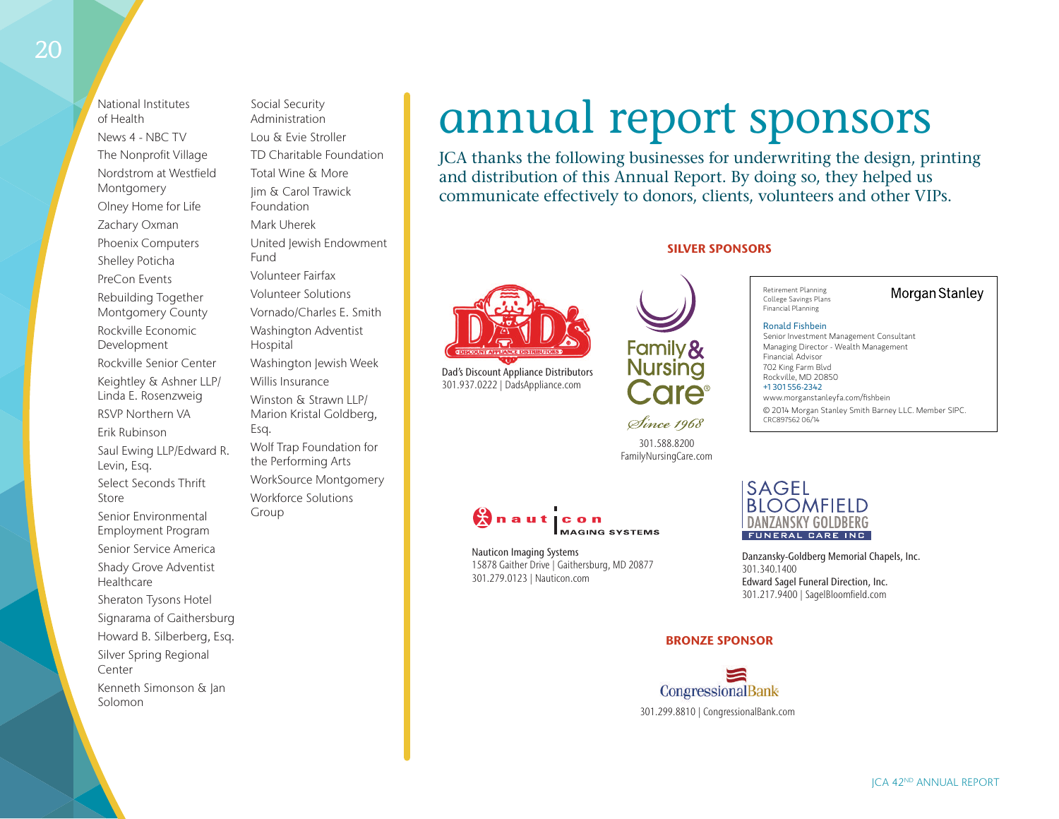- National Institutes of Health
- News 4 - NBC TV
- The Nonprofit Village
- Nordstrom at Westfield Montgomery
- Olney Home for Life
- Zachary Oxman
- Phoenix Computers
- Shelley Poticha
- PreCon Events
- Rebuilding Together Montgomery County
- Rockville Economic Development
- Rockville Senior Center
- Keightley & Ashner LLP/ Linda E. Rosenzweig
- RSVP Northern VA
- Erik Rubinson
- Saul Ewing LLP/Edward R. Levin, Esq.
- Select Seconds Thrift Store
- Senior Environmental Employment Program
- Senior Service America
- Shady Grove Adventist Healthcare
- Sheraton Tysons Hotel
- Signarama of Gaithersburg
- Howard B. Silberberg, Esq.
- Silver Spring Regional Center
- Kenneth Simonson & Jan Solomon
- Social Security Administration
- Lou & Evie Stroller
- TD Charitable Foundation
- Total Wine & More
- Jim & Carol Trawick Foundation
- Mark Uherek
- United Jewish Endowment Fund
- Volunteer Fairfax
- Volunteer Solutions
- Vornado/Charles E. Smith
- Washington Adventist Hospital
- Washington Jewish Week
- Willis Insurance
- Winston & Strawn LLP/ Marion Kristal Goldberg, Esq.
- Wolf Trap Foundation for the Performing Arts
- WorkSource Montgomery
- Workforce Solutions Group

# annual report sponsors

JCA thanks the following businesses for underwriting the design, printing and distribution of this Annual Report. By doing so, they helped us communicate effectively to donors, clients, volunteers and other VIPs.

## SILVER SPONSORS

DAD'S DISCOUNT APPLIANCE DISTRIBUTORS

Dad's Discount Appliance Distributors
301.937.0222 | DadsAppliance.com

Family & Nursing Care®
*Since 1968*

301.588.8200
FamilyNursingCare.com

Retirement Planning
College Savings Plans
Financial Planning

Morgan Stanley

Ronald Fishbein
Senior Investment Management Consultant
Managing Director - Wealth Management
Financial Advisor
702 King Farm Blvd
Rockville, MD 20850
+1 301 556-2342
www.morganstanleyfa.com/fishbein

© 2014 Morgan Stanley Smith Barney LLC. Member SIPC.
CRC897562 06/14

nauticon IMAGING SYSTEMS

Nauticon Imaging Systems
15878 Gaither Drive | Gaithersburg, MD 20877
301.279.0123 | Nauticon.com

SAGEL BLOOMFIELD DANZANSKY GOLDBERG FUNERAL CARE INC

Danzansky-Goldberg Memorial Chapels, Inc.
301.340.1400
Edward Sagel Funeral Direction, Inc.
301.217.9400 | SagelBloomfield.com

## BRONZE SPONSOR

CongressionalBank

301.299.8810 | CongressionalBank.com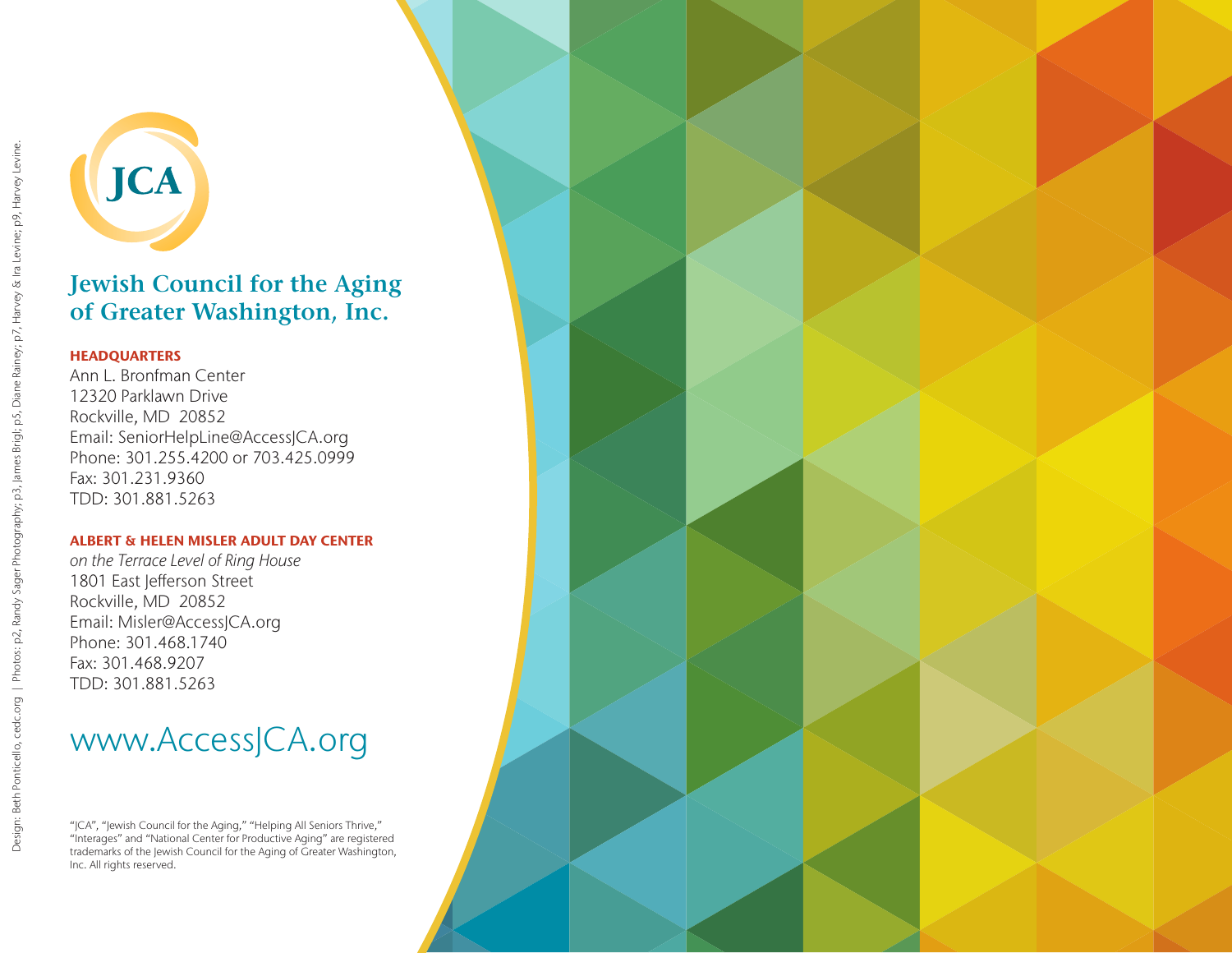JCA

# Jewish Council for the Aging of Greater Washington, Inc.

**HEADQUARTERS**
Ann L. Bronfman Center
12320 Parklawn Drive
Rockville, MD 20852
Email: SeniorHelpLine@AccessJCA.org
Phone: 301.255.4200 or 703.425.0999
Fax: 301.231.9360
TDD: 301.881.5263

**ALBERT & HELEN MISLER ADULT DAY CENTER**
*on the Terrace Level of Ring House*
1801 East Jefferson Street
Rockville, MD 20852
Email: Misler@AccessJCA.org
Phone: 301.468.1740
Fax: 301.468.9207
TDD: 301.881.5263

www.AccessJCA.org

"JCA", "Jewish Council for the Aging," "Helping All Seniors Thrive," "Interages" and "National Center for Productive Aging" are registered trademarks of the Jewish Council for the Aging of Greater Washington, Inc. All rights reserved.

Design: Beth Ponticello, cedc.org | Photos: p2, Randy Sager Photography; p3, James Brigl; p5, Diane Rainey; p7, Harvey & Ira Levine; p9, Harvey Levine.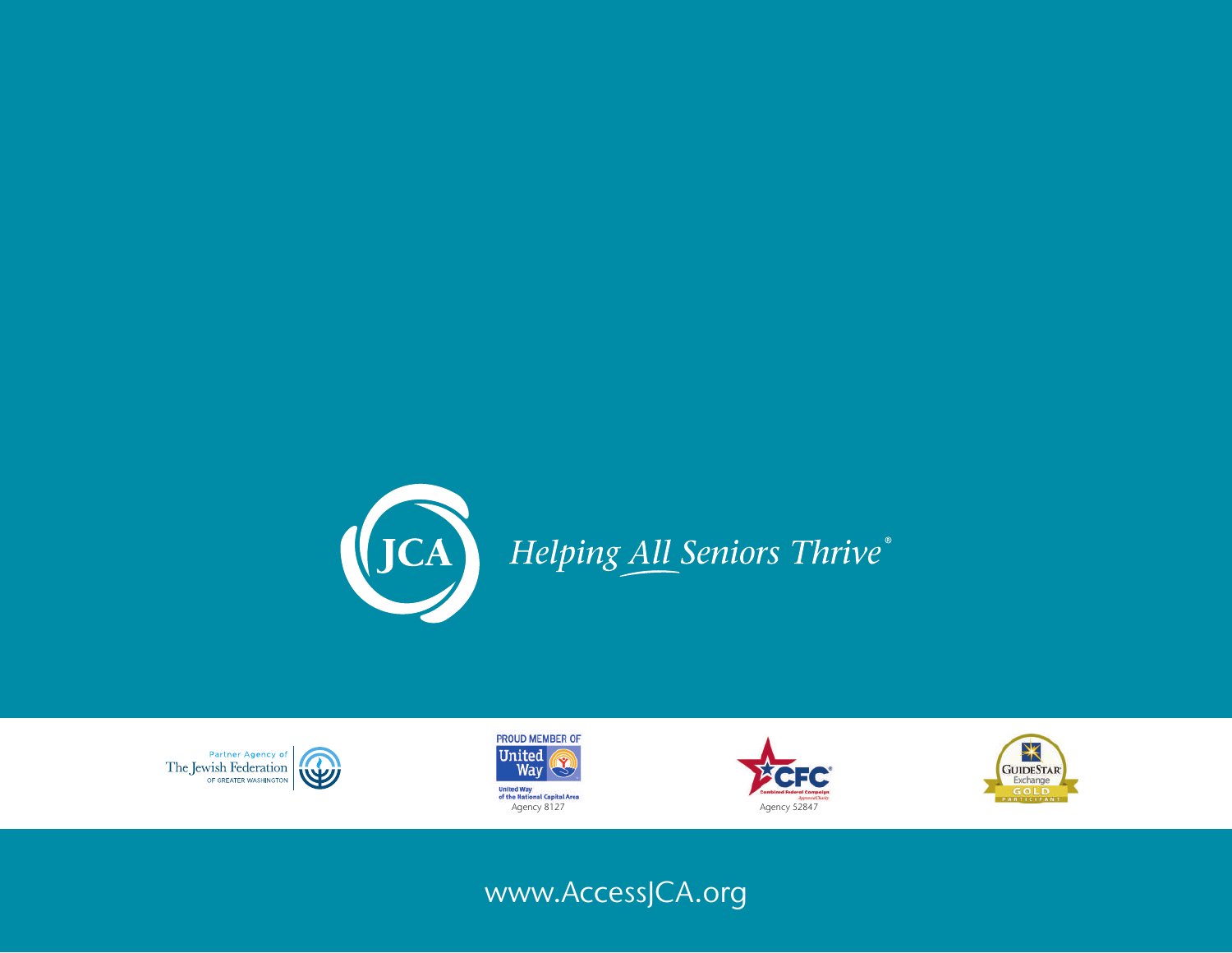JCA

*Helping All Seniors Thrive®*

Partner Agency of The Jewish Federation OF GREATER WASHINGTON

PROUD MEMBER OF United Way
United Way of the National Capital Area
Agency 8127

CFC Combined Federal Campaign Approved Charity
Agency 52847

GUIDESTAR Exchange GOLD PARTICIPANT

www.AccessJCA.org